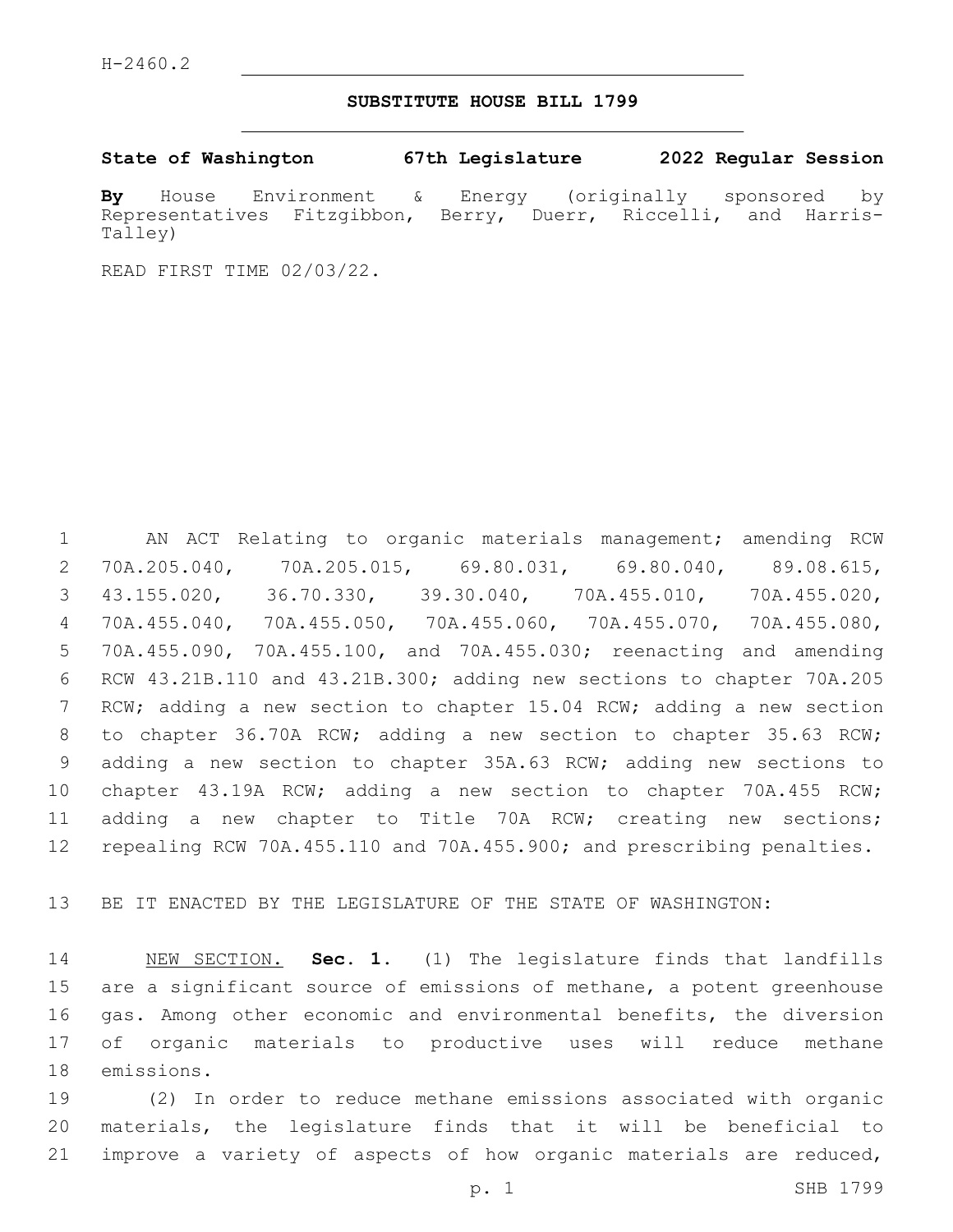H-2460.2

# SUBSTITUTE HOUSE BILL 1799

**State of Washington 67th Legislature 2022 Regular Session**

**By** House Environment & Energy (originally sponsored by Representatives Fitzgibbon, Berry, Duerr, Riccelli, and Harris-Talley)

READ FIRST TIME 02/03/22.

AN ACT Relating to organic materials management; amending RCW 70A.205.040, 70A.205.015, 69.80.031, 69.80.040, 89.08.615, 43.155.020, 36.70.330, 39.30.040, 70A.455.010, 70A.455.020, 70A.455.040, 70A.455.050, 70A.455.060, 70A.455.070, 70A.455.080, 70A.455.090, 70A.455.100, and 70A.455.030; reenacting and amending RCW 43.21B.110 and 43.21B.300; adding new sections to chapter 70A.205 RCW; adding a new section to chapter 15.04 RCW; adding a new section to chapter 36.70A RCW; adding a new section to chapter 35.63 RCW; adding a new section to chapter 35A.63 RCW; adding new sections to chapter 43.19A RCW; adding a new section to chapter 70A.455 RCW; adding a new chapter to Title 70A RCW; creating new sections; repealing RCW 70A.455.110 and 70A.455.900; and prescribing penalties.

BE IT ENACTED BY THE LEGISLATURE OF THE STATE OF WASHINGTON:

NEW SECTION. **Sec. 1.** (1) The legislature finds that landfills are a significant source of emissions of methane, a potent greenhouse gas. Among other economic and environmental benefits, the diversion of organic materials to productive uses will reduce methane emissions.

(2) In order to reduce methane emissions associated with organic materials, the legislature finds that it will be beneficial to improve a variety of aspects of how organic materials are reduced,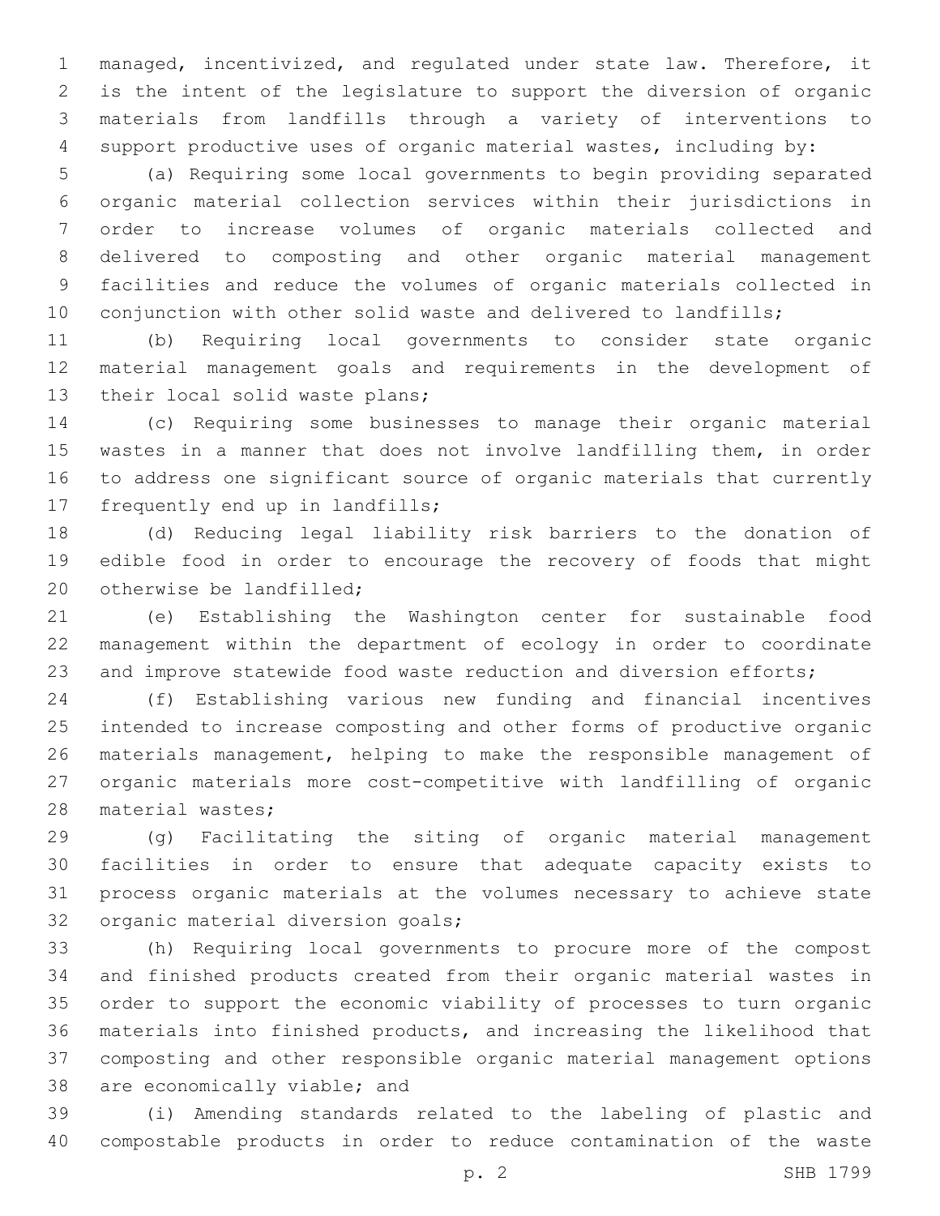managed, incentivized, and regulated under state law. Therefore, it is the intent of the legislature to support the diversion of organic materials from landfills through a variety of interventions to support productive uses of organic material wastes, including by:

(a) Requiring some local governments to begin providing separated organic material collection services within their jurisdictions in order to increase volumes of organic materials collected and delivered to composting and other organic material management facilities and reduce the volumes of organic materials collected in conjunction with other solid waste and delivered to landfills;

(b) Requiring local governments to consider state organic material management goals and requirements in the development of their local solid waste plans;

(c) Requiring some businesses to manage their organic material wastes in a manner that does not involve landfilling them, in order to address one significant source of organic materials that currently frequently end up in landfills;

(d) Reducing legal liability risk barriers to the donation of edible food in order to encourage the recovery of foods that might otherwise be landfilled;

(e) Establishing the Washington center for sustainable food management within the department of ecology in order to coordinate and improve statewide food waste reduction and diversion efforts;

(f) Establishing various new funding and financial incentives intended to increase composting and other forms of productive organic materials management, helping to make the responsible management of organic materials more cost-competitive with landfilling of organic material wastes;

(g) Facilitating the siting of organic material management facilities in order to ensure that adequate capacity exists to process organic materials at the volumes necessary to achieve state organic material diversion goals;

(h) Requiring local governments to procure more of the compost and finished products created from their organic material wastes in order to support the economic viability of processes to turn organic materials into finished products, and increasing the likelihood that composting and other responsible organic material management options are economically viable; and

(i) Amending standards related to the labeling of plastic and compostable products in order to reduce contamination of the waste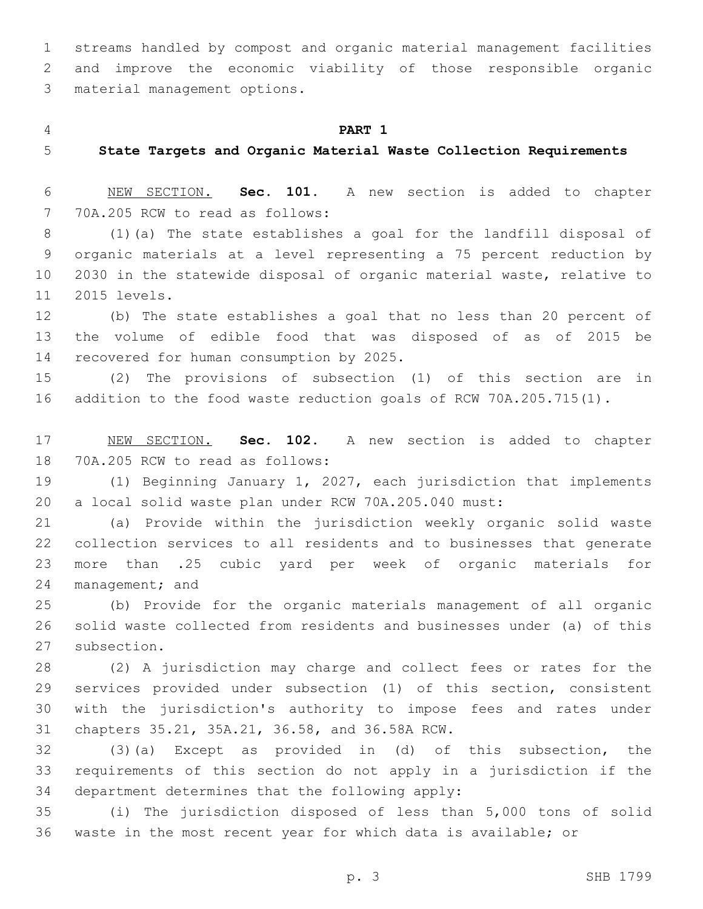streams handled by compost and organic material management facilities and improve the economic viability of those responsible organic material management options.

## PART 1

## State Targets and Organic Material Waste Collection Requirements

NEW SECTION. **Sec. 101.** A new section is added to chapter 70A.205 RCW to read as follows:

(1)(a) The state establishes a goal for the landfill disposal of organic materials at a level representing a 75 percent reduction by 2030 in the statewide disposal of organic material waste, relative to 2015 levels.

(b) The state establishes a goal that no less than 20 percent of the volume of edible food that was disposed of as of 2015 be recovered for human consumption by 2025.

(2) The provisions of subsection (1) of this section are in addition to the food waste reduction goals of RCW 70A.205.715(1).

NEW SECTION. **Sec. 102.** A new section is added to chapter 70A.205 RCW to read as follows:

(1) Beginning January 1, 2027, each jurisdiction that implements a local solid waste plan under RCW 70A.205.040 must:

(a) Provide within the jurisdiction weekly organic solid waste collection services to all residents and to businesses that generate more than .25 cubic yard per week of organic materials for management; and

(b) Provide for the organic materials management of all organic solid waste collected from residents and businesses under (a) of this subsection.

(2) A jurisdiction may charge and collect fees or rates for the services provided under subsection (1) of this section, consistent with the jurisdiction's authority to impose fees and rates under chapters 35.21, 35A.21, 36.58, and 36.58A RCW.

(3)(a) Except as provided in (d) of this subsection, the requirements of this section do not apply in a jurisdiction if the department determines that the following apply:

(i) The jurisdiction disposed of less than 5,000 tons of solid waste in the most recent year for which data is available; or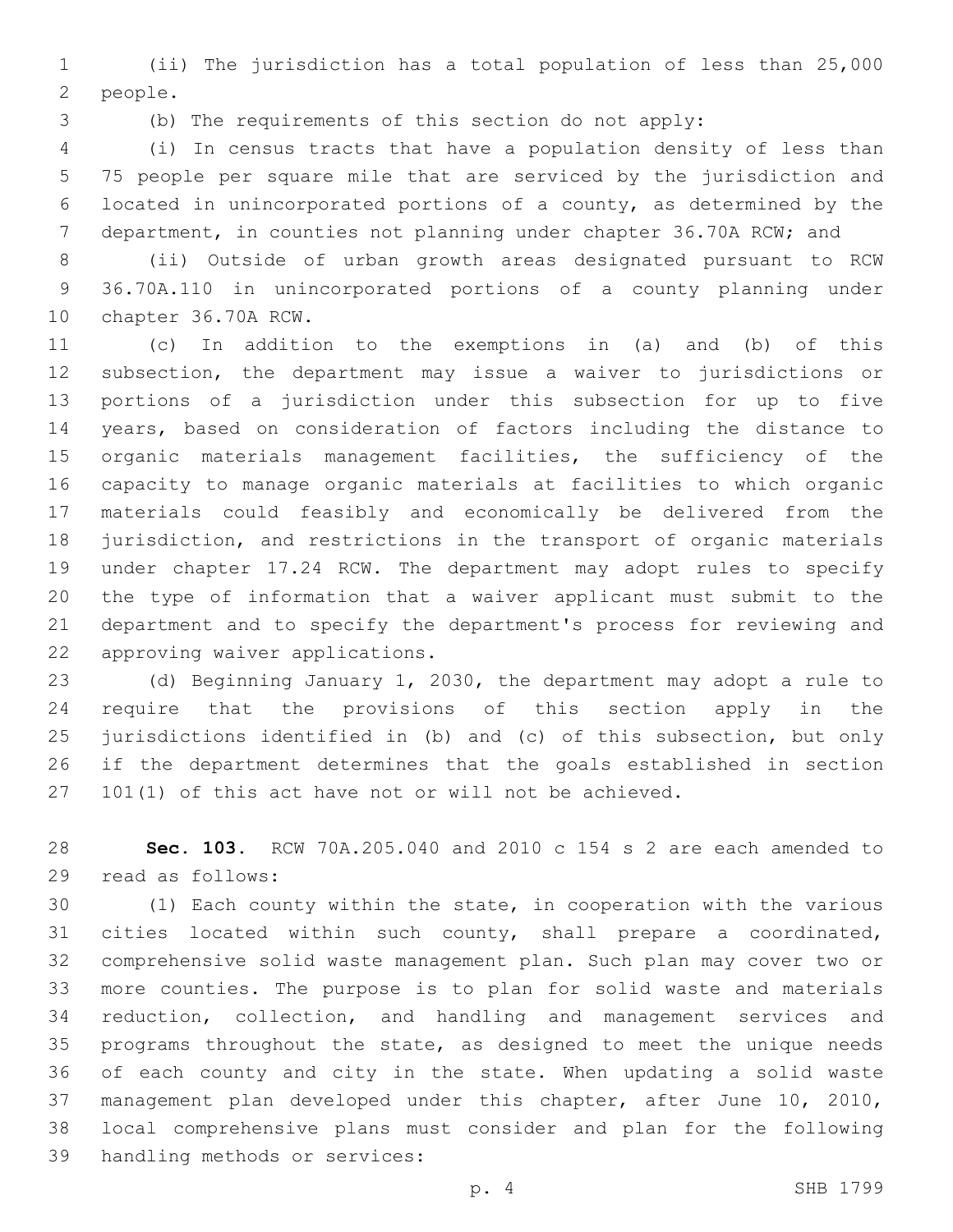(ii) The jurisdiction has a total population of less than 25,000 people.

(b) The requirements of this section do not apply:

(i) In census tracts that have a population density of less than 75 people per square mile that are serviced by the jurisdiction and located in unincorporated portions of a county, as determined by the department, in counties not planning under chapter 36.70A RCW; and

(ii) Outside of urban growth areas designated pursuant to RCW 36.70A.110 in unincorporated portions of a county planning under chapter 36.70A RCW.

(c) In addition to the exemptions in (a) and (b) of this subsection, the department may issue a waiver to jurisdictions or portions of a jurisdiction under this subsection for up to five years, based on consideration of factors including the distance to organic materials management facilities, the sufficiency of the capacity to manage organic materials at facilities to which organic materials could feasibly and economically be delivered from the jurisdiction, and restrictions in the transport of organic materials under chapter 17.24 RCW. The department may adopt rules to specify the type of information that a waiver applicant must submit to the department and to specify the department's process for reviewing and approving waiver applications.

(d) Beginning January 1, 2030, the department may adopt a rule to require that the provisions of this section apply in the jurisdictions identified in (b) and (c) of this subsection, but only if the department determines that the goals established in section 101(1) of this act have not or will not be achieved.

**Sec. 103.** RCW 70A.205.040 and 2010 c 154 s 2 are each amended to read as follows:

(1) Each county within the state, in cooperation with the various cities located within such county, shall prepare a coordinated, comprehensive solid waste management plan. Such plan may cover two or more counties. The purpose is to plan for solid waste and materials reduction, collection, and handling and management services and programs throughout the state, as designed to meet the unique needs of each county and city in the state. When updating a solid waste management plan developed under this chapter, after June 10, 2010, local comprehensive plans must consider and plan for the following handling methods or services: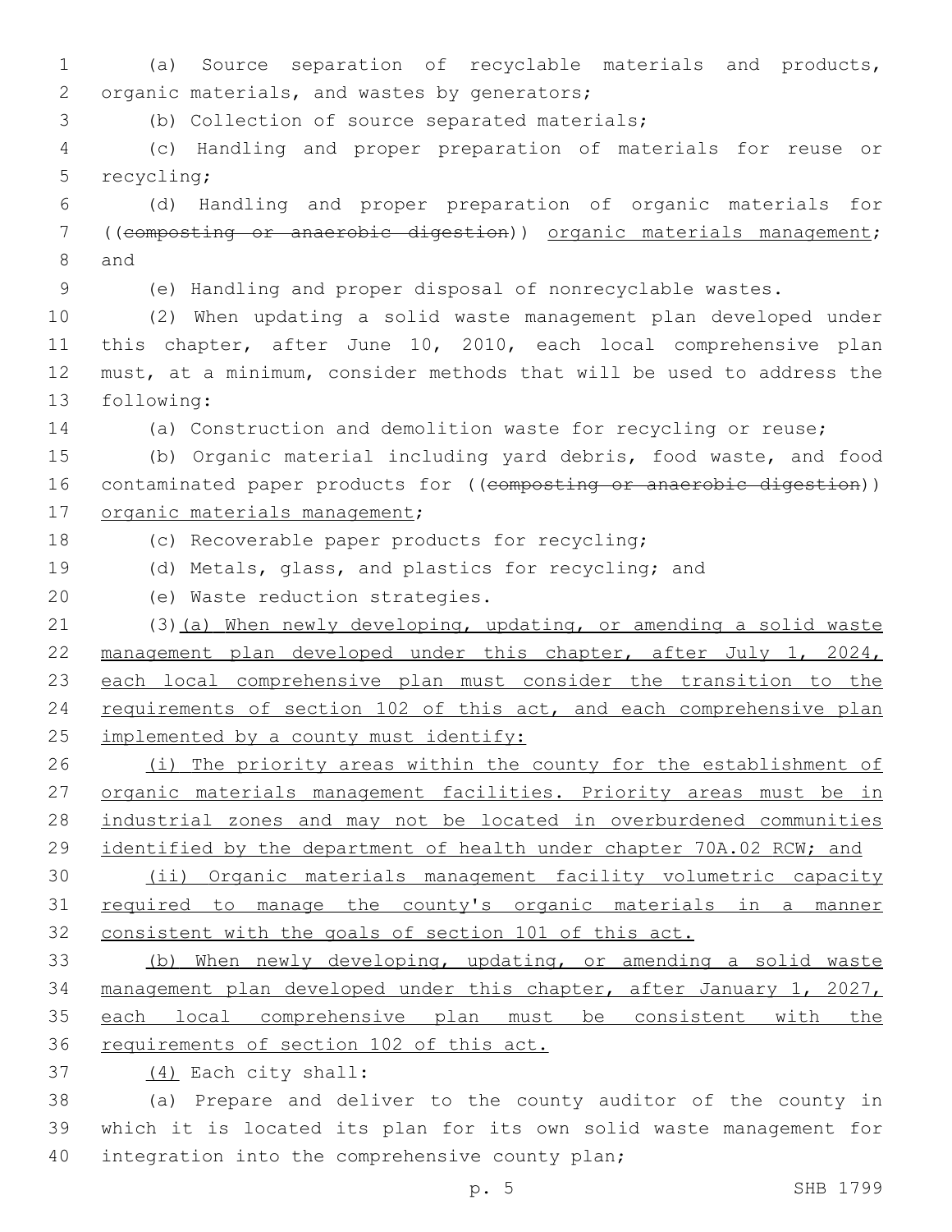(a) Source separation of recyclable materials and products, organic materials, and wastes by generators;

(b) Collection of source separated materials;

(c) Handling and proper preparation of materials for reuse or recycling;

(d) Handling and proper preparation of organic materials for ((~~composting or anaerobic digestion~~)) <u>organic materials management</u>; and

(e) Handling and proper disposal of nonrecyclable wastes.

(2) When updating a solid waste management plan developed under this chapter, after June 10, 2010, each local comprehensive plan must, at a minimum, consider methods that will be used to address the following:

(a) Construction and demolition waste for recycling or reuse;

(b) Organic material including yard debris, food waste, and food contaminated paper products for ((~~composting or anaerobic digestion~~)) <u>organic materials management</u>;

(c) Recoverable paper products for recycling;

(d) Metals, glass, and plastics for recycling; and

(e) Waste reduction strategies.

(3)<u>(a) When newly developing, updating, or amending a solid waste management plan developed under this chapter, after July 1, 2024, each local comprehensive plan must consider the transition to the requirements of section 102 of this act, and each comprehensive plan implemented by a county must identify:</u>

<u>(i) The priority areas within the county for the establishment of organic materials management facilities. Priority areas must be in industrial zones and may not be located in overburdened communities identified by the department of health under chapter 70A.02 RCW; and</u>

<u>(ii) Organic materials management facility volumetric capacity required to manage the county's organic materials in a manner consistent with the goals of section 101 of this act.</u>

<u>(b) When newly developing, updating, or amending a solid waste management plan developed under this chapter, after January 1, 2027, each local comprehensive plan must be consistent with the requirements of section 102 of this act.</u>

<u>(4)</u> Each city shall:

(a) Prepare and deliver to the county auditor of the county in which it is located its plan for its own solid waste management for integration into the comprehensive county plan;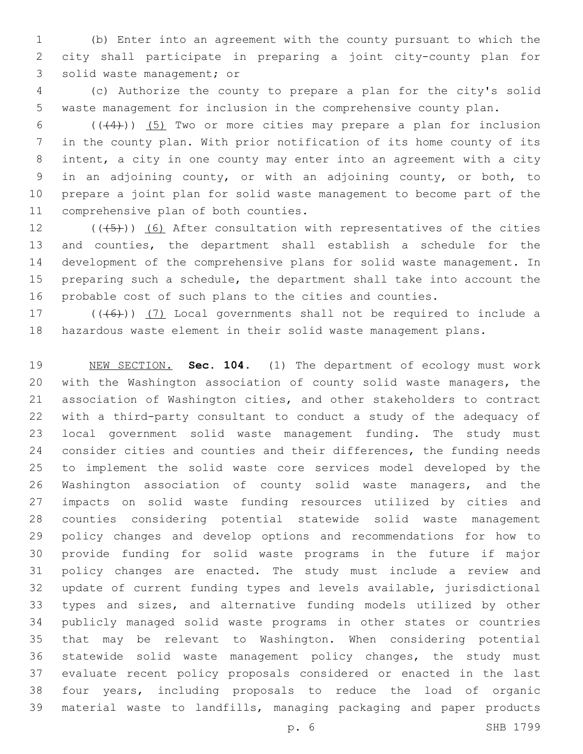(b) Enter into an agreement with the county pursuant to which the city shall participate in preparing a joint city-county plan for solid waste management; or

(c) Authorize the county to prepare a plan for the city's solid waste management for inclusion in the comprehensive county plan.

~~((4))~~ (5) Two or more cities may prepare a plan for inclusion in the county plan. With prior notification of its home county of its intent, a city in one county may enter into an agreement with a city in an adjoining county, or with an adjoining county, or both, to prepare a joint plan for solid waste management to become part of the comprehensive plan of both counties.

~~((5))~~ (6) After consultation with representatives of the cities and counties, the department shall establish a schedule for the development of the comprehensive plans for solid waste management. In preparing such a schedule, the department shall take into account the probable cost of such plans to the cities and counties.

~~((6))~~ (7) Local governments shall not be required to include a hazardous waste element in their solid waste management plans.

NEW SECTION. **Sec. 104.** (1) The department of ecology must work with the Washington association of county solid waste managers, the association of Washington cities, and other stakeholders to contract with a third-party consultant to conduct a study of the adequacy of local government solid waste management funding. The study must consider cities and counties and their differences, the funding needs to implement the solid waste core services model developed by the Washington association of county solid waste managers, and the impacts on solid waste funding resources utilized by cities and counties considering potential statewide solid waste management policy changes and develop options and recommendations for how to provide funding for solid waste programs in the future if major policy changes are enacted. The study must include a review and update of current funding types and levels available, jurisdictional types and sizes, and alternative funding models utilized by other publicly managed solid waste programs in other states or countries that may be relevant to Washington. When considering potential statewide solid waste management policy changes, the study must evaluate recent policy proposals considered or enacted in the last four years, including proposals to reduce the load of organic material waste to landfills, managing packaging and paper products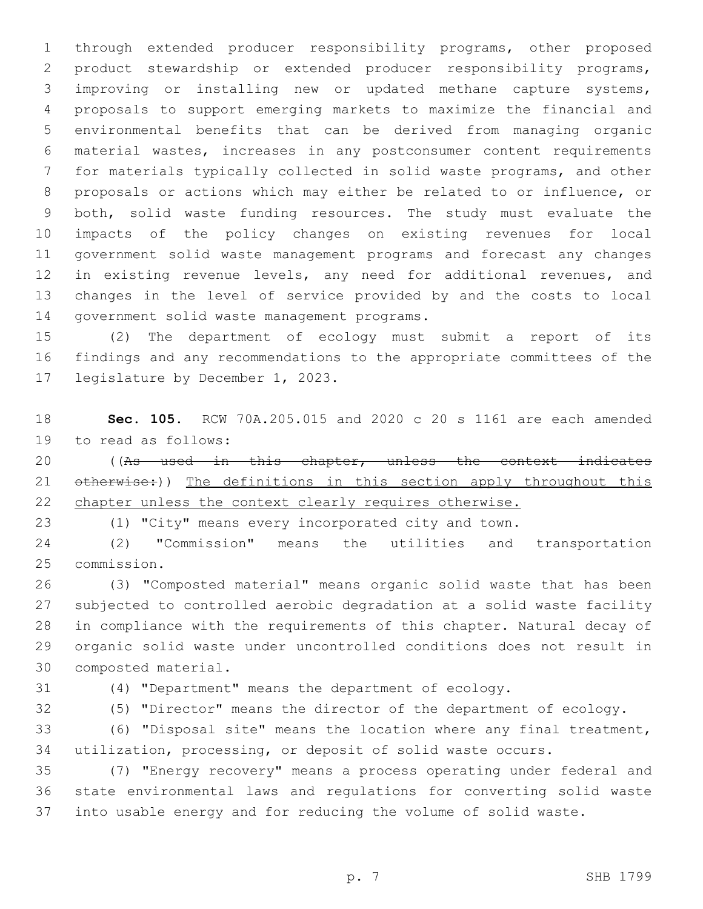through extended producer responsibility programs, other proposed product stewardship or extended producer responsibility programs, improving or installing new or updated methane capture systems, proposals to support emerging markets to maximize the financial and environmental benefits that can be derived from managing organic material wastes, increases in any postconsumer content requirements for materials typically collected in solid waste programs, and other proposals or actions which may either be related to or influence, or both, solid waste funding resources. The study must evaluate the impacts of the policy changes on existing revenues for local government solid waste management programs and forecast any changes in existing revenue levels, any need for additional revenues, and changes in the level of service provided by and the costs to local government solid waste management programs.

(2) The department of ecology must submit a report of its findings and any recommendations to the appropriate committees of the legislature by December 1, 2023.

**Sec. 105.** RCW 70A.205.015 and 2020 c 20 s 1161 are each amended to read as follows:

((~~As used in this chapter, unless the context indicates otherwise:~~)) <u>The definitions in this section apply throughout this chapter unless the context clearly requires otherwise.</u>

(1) "City" means every incorporated city and town.

(2) "Commission" means the utilities and transportation commission.

(3) "Composted material" means organic solid waste that has been subjected to controlled aerobic degradation at a solid waste facility in compliance with the requirements of this chapter. Natural decay of organic solid waste under uncontrolled conditions does not result in composted material.

(4) "Department" means the department of ecology.

(5) "Director" means the director of the department of ecology.

(6) "Disposal site" means the location where any final treatment, utilization, processing, or deposit of solid waste occurs.

(7) "Energy recovery" means a process operating under federal and state environmental laws and regulations for converting solid waste into usable energy and for reducing the volume of solid waste.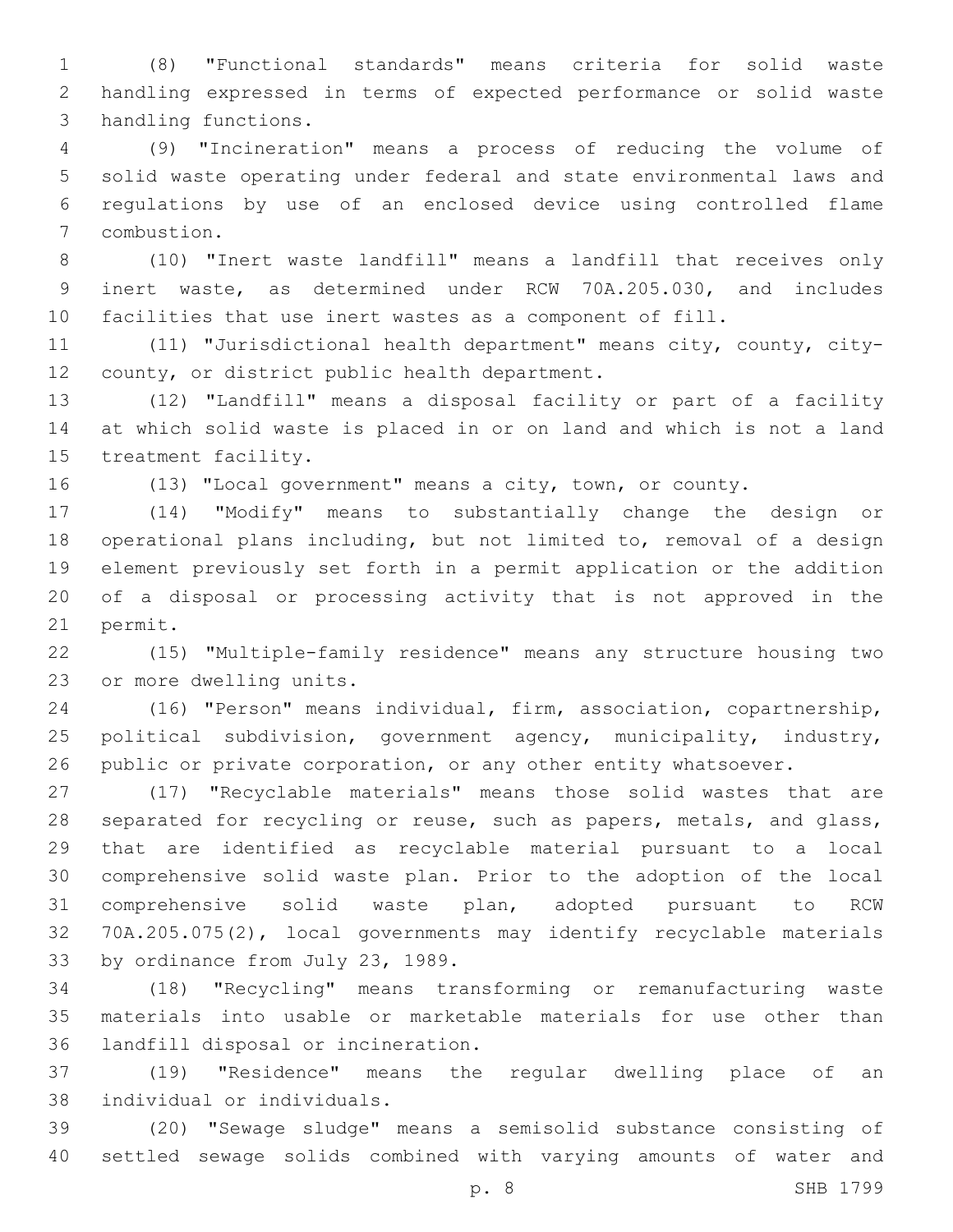(8) "Functional standards" means criteria for solid waste handling expressed in terms of expected performance or solid waste handling functions.

(9) "Incineration" means a process of reducing the volume of solid waste operating under federal and state environmental laws and regulations by use of an enclosed device using controlled flame combustion.

(10) "Inert waste landfill" means a landfill that receives only inert waste, as determined under RCW 70A.205.030, and includes facilities that use inert wastes as a component of fill.

(11) "Jurisdictional health department" means city, county, city-county, or district public health department.

(12) "Landfill" means a disposal facility or part of a facility at which solid waste is placed in or on land and which is not a land treatment facility.

(13) "Local government" means a city, town, or county.

(14) "Modify" means to substantially change the design or operational plans including, but not limited to, removal of a design element previously set forth in a permit application or the addition of a disposal or processing activity that is not approved in the permit.

(15) "Multiple-family residence" means any structure housing two or more dwelling units.

(16) "Person" means individual, firm, association, copartnership, political subdivision, government agency, municipality, industry, public or private corporation, or any other entity whatsoever.

(17) "Recyclable materials" means those solid wastes that are separated for recycling or reuse, such as papers, metals, and glass, that are identified as recyclable material pursuant to a local comprehensive solid waste plan. Prior to the adoption of the local comprehensive solid waste plan, adopted pursuant to RCW 70A.205.075(2), local governments may identify recyclable materials by ordinance from July 23, 1989.

(18) "Recycling" means transforming or remanufacturing waste materials into usable or marketable materials for use other than landfill disposal or incineration.

(19) "Residence" means the regular dwelling place of an individual or individuals.

(20) "Sewage sludge" means a semisolid substance consisting of settled sewage solids combined with varying amounts of water and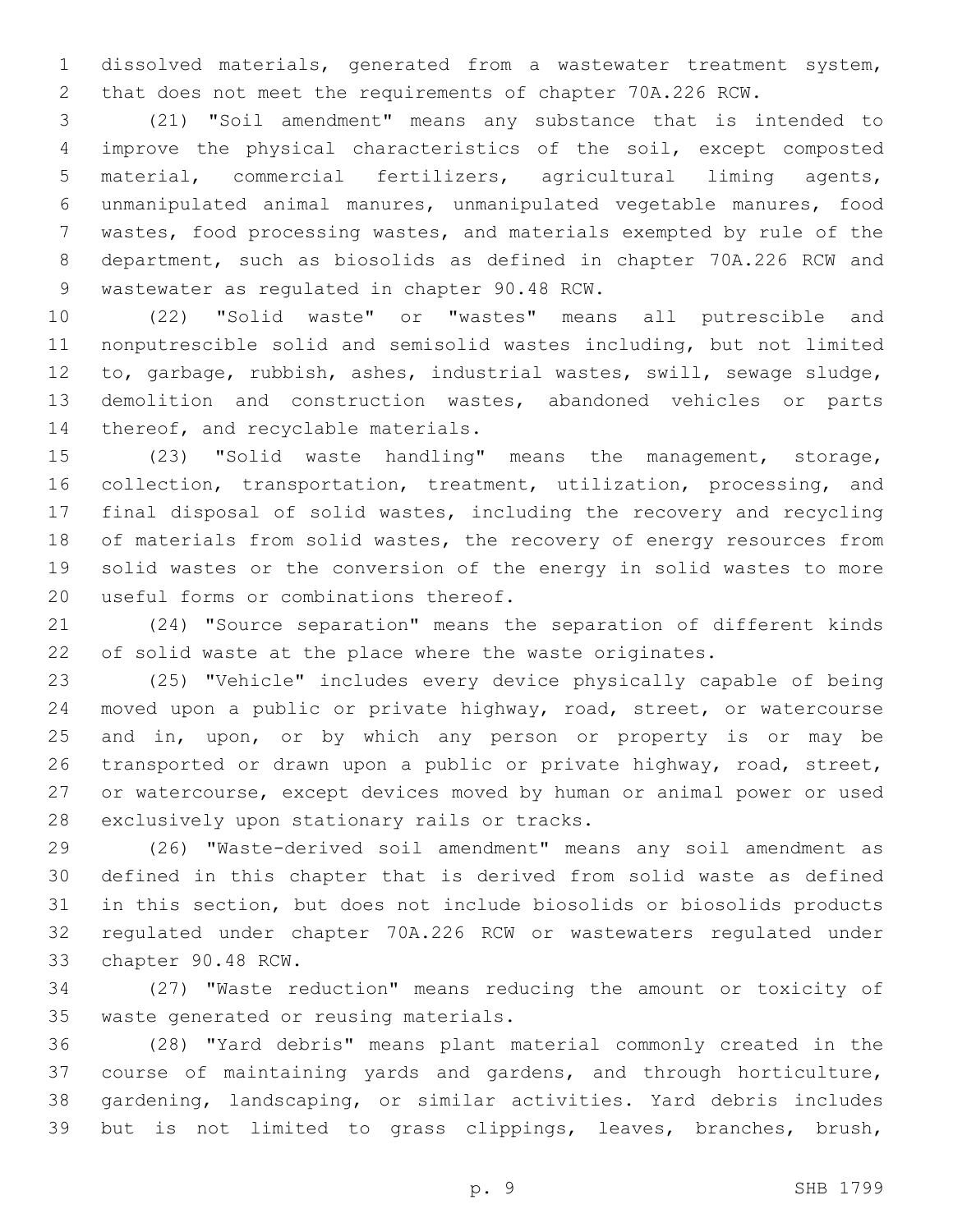dissolved materials, generated from a wastewater treatment system, that does not meet the requirements of chapter 70A.226 RCW.

(21) "Soil amendment" means any substance that is intended to improve the physical characteristics of the soil, except composted material, commercial fertilizers, agricultural liming agents, unmanipulated animal manures, unmanipulated vegetable manures, food wastes, food processing wastes, and materials exempted by rule of the department, such as biosolids as defined in chapter 70A.226 RCW and wastewater as regulated in chapter 90.48 RCW.

(22) "Solid waste" or "wastes" means all putrescible and nonputrescible solid and semisolid wastes including, but not limited to, garbage, rubbish, ashes, industrial wastes, swill, sewage sludge, demolition and construction wastes, abandoned vehicles or parts thereof, and recyclable materials.

(23) "Solid waste handling" means the management, storage, collection, transportation, treatment, utilization, processing, and final disposal of solid wastes, including the recovery and recycling of materials from solid wastes, the recovery of energy resources from solid wastes or the conversion of the energy in solid wastes to more useful forms or combinations thereof.

(24) "Source separation" means the separation of different kinds of solid waste at the place where the waste originates.

(25) "Vehicle" includes every device physically capable of being moved upon a public or private highway, road, street, or watercourse and in, upon, or by which any person or property is or may be transported or drawn upon a public or private highway, road, street, or watercourse, except devices moved by human or animal power or used exclusively upon stationary rails or tracks.

(26) "Waste-derived soil amendment" means any soil amendment as defined in this chapter that is derived from solid waste as defined in this section, but does not include biosolids or biosolids products regulated under chapter 70A.226 RCW or wastewaters regulated under chapter 90.48 RCW.

(27) "Waste reduction" means reducing the amount or toxicity of waste generated or reusing materials.

(28) "Yard debris" means plant material commonly created in the course of maintaining yards and gardens, and through horticulture, gardening, landscaping, or similar activities. Yard debris includes but is not limited to grass clippings, leaves, branches, brush,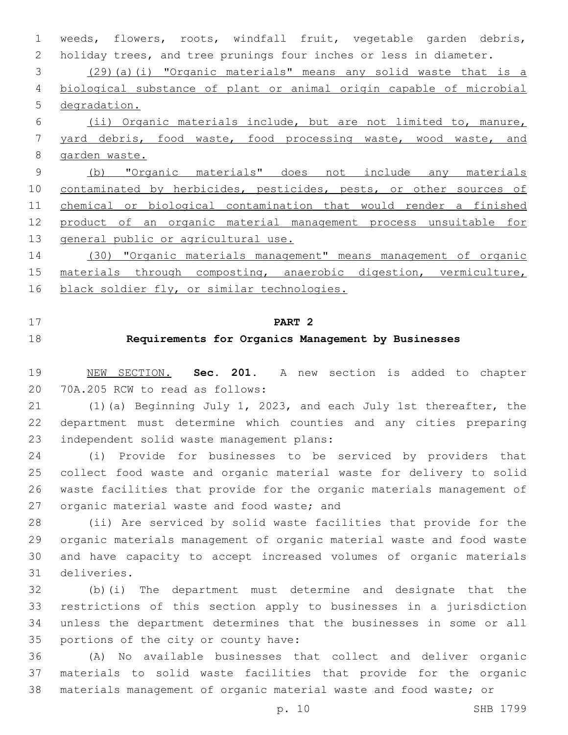weeds, flowers, roots, windfall fruit, vegetable garden debris, holiday trees, and tree prunings four inches or less in diameter.

(29)(a)(i) "Organic materials" means any solid waste that is a biological substance of plant or animal origin capable of microbial degradation.

(ii) Organic materials include, but are not limited to, manure, yard debris, food waste, food processing waste, wood waste, and garden waste.

(b) "Organic materials" does not include any materials contaminated by herbicides, pesticides, pests, or other sources of chemical or biological contamination that would render a finished product of an organic material management process unsuitable for general public or agricultural use.

(30) "Organic materials management" means management of organic materials through composting, anaerobic digestion, vermiculture, black soldier fly, or similar technologies.

## PART 2

## Requirements for Organics Management by Businesses

NEW SECTION. **Sec. 201.** A new section is added to chapter 70A.205 RCW to read as follows:

(1)(a) Beginning July 1, 2023, and each July 1st thereafter, the department must determine which counties and any cities preparing independent solid waste management plans:

(i) Provide for businesses to be serviced by providers that collect food waste and organic material waste for delivery to solid waste facilities that provide for the organic materials management of organic material waste and food waste; and

(ii) Are serviced by solid waste facilities that provide for the organic materials management of organic material waste and food waste and have capacity to accept increased volumes of organic materials deliveries.

(b)(i) The department must determine and designate that the restrictions of this section apply to businesses in a jurisdiction unless the department determines that the businesses in some or all portions of the city or county have:

(A) No available businesses that collect and deliver organic materials to solid waste facilities that provide for the organic materials management of organic material waste and food waste; or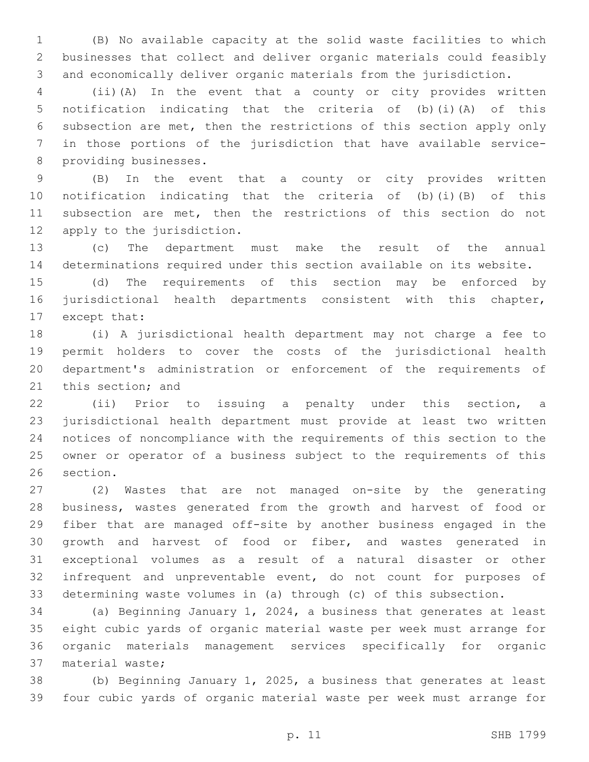(B) No available capacity at the solid waste facilities to which businesses that collect and deliver organic materials could feasibly and economically deliver organic materials from the jurisdiction.

(ii)(A) In the event that a county or city provides written notification indicating that the criteria of (b)(i)(A) of this subsection are met, then the restrictions of this section apply only in those portions of the jurisdiction that have available service-providing businesses.

(B) In the event that a county or city provides written notification indicating that the criteria of (b)(i)(B) of this subsection are met, then the restrictions of this section do not apply to the jurisdiction.

(c) The department must make the result of the annual determinations required under this section available on its website.

(d) The requirements of this section may be enforced by jurisdictional health departments consistent with this chapter, except that:

(i) A jurisdictional health department may not charge a fee to permit holders to cover the costs of the jurisdictional health department's administration or enforcement of the requirements of this section; and

(ii) Prior to issuing a penalty under this section, a jurisdictional health department must provide at least two written notices of noncompliance with the requirements of this section to the owner or operator of a business subject to the requirements of this section.

(2) Wastes that are not managed on-site by the generating business, wastes generated from the growth and harvest of food or fiber that are managed off-site by another business engaged in the growth and harvest of food or fiber, and wastes generated in exceptional volumes as a result of a natural disaster or other infrequent and unpreventable event, do not count for purposes of determining waste volumes in (a) through (c) of this subsection.

(a) Beginning January 1, 2024, a business that generates at least eight cubic yards of organic material waste per week must arrange for organic materials management services specifically for organic material waste;

(b) Beginning January 1, 2025, a business that generates at least four cubic yards of organic material waste per week must arrange for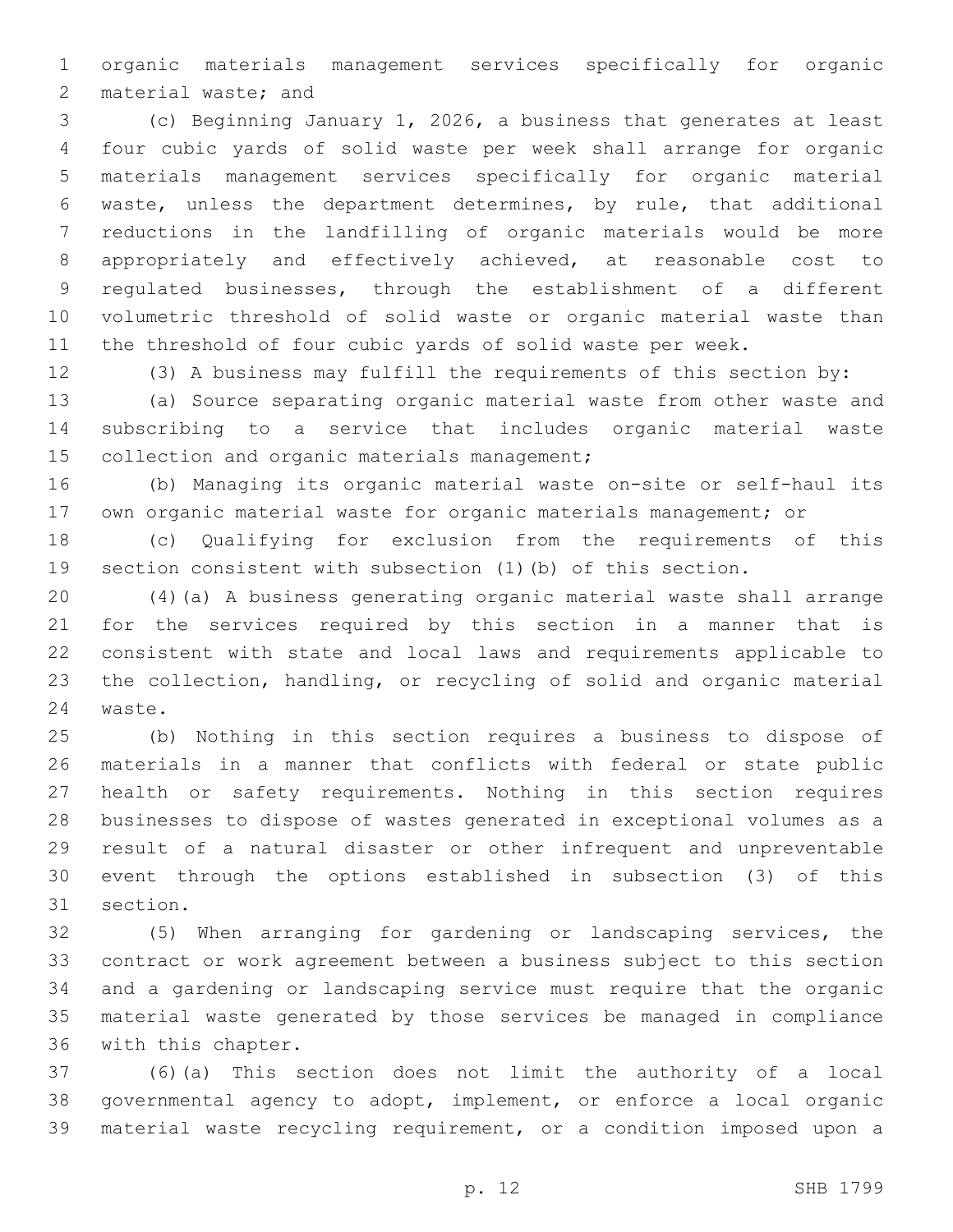organic materials management services specifically for organic material waste; and

(c) Beginning January 1, 2026, a business that generates at least four cubic yards of solid waste per week shall arrange for organic materials management services specifically for organic material waste, unless the department determines, by rule, that additional reductions in the landfilling of organic materials would be more appropriately and effectively achieved, at reasonable cost to regulated businesses, through the establishment of a different volumetric threshold of solid waste or organic material waste than the threshold of four cubic yards of solid waste per week.

(3) A business may fulfill the requirements of this section by:

(a) Source separating organic material waste from other waste and subscribing to a service that includes organic material waste collection and organic materials management;

(b) Managing its organic material waste on-site or self-haul its own organic material waste for organic materials management; or

(c) Qualifying for exclusion from the requirements of this section consistent with subsection (1)(b) of this section.

(4)(a) A business generating organic material waste shall arrange for the services required by this section in a manner that is consistent with state and local laws and requirements applicable to the collection, handling, or recycling of solid and organic material waste.

(b) Nothing in this section requires a business to dispose of materials in a manner that conflicts with federal or state public health or safety requirements. Nothing in this section requires businesses to dispose of wastes generated in exceptional volumes as a result of a natural disaster or other infrequent and unpreventable event through the options established in subsection (3) of this section.

(5) When arranging for gardening or landscaping services, the contract or work agreement between a business subject to this section and a gardening or landscaping service must require that the organic material waste generated by those services be managed in compliance with this chapter.

(6)(a) This section does not limit the authority of a local governmental agency to adopt, implement, or enforce a local organic material waste recycling requirement, or a condition imposed upon a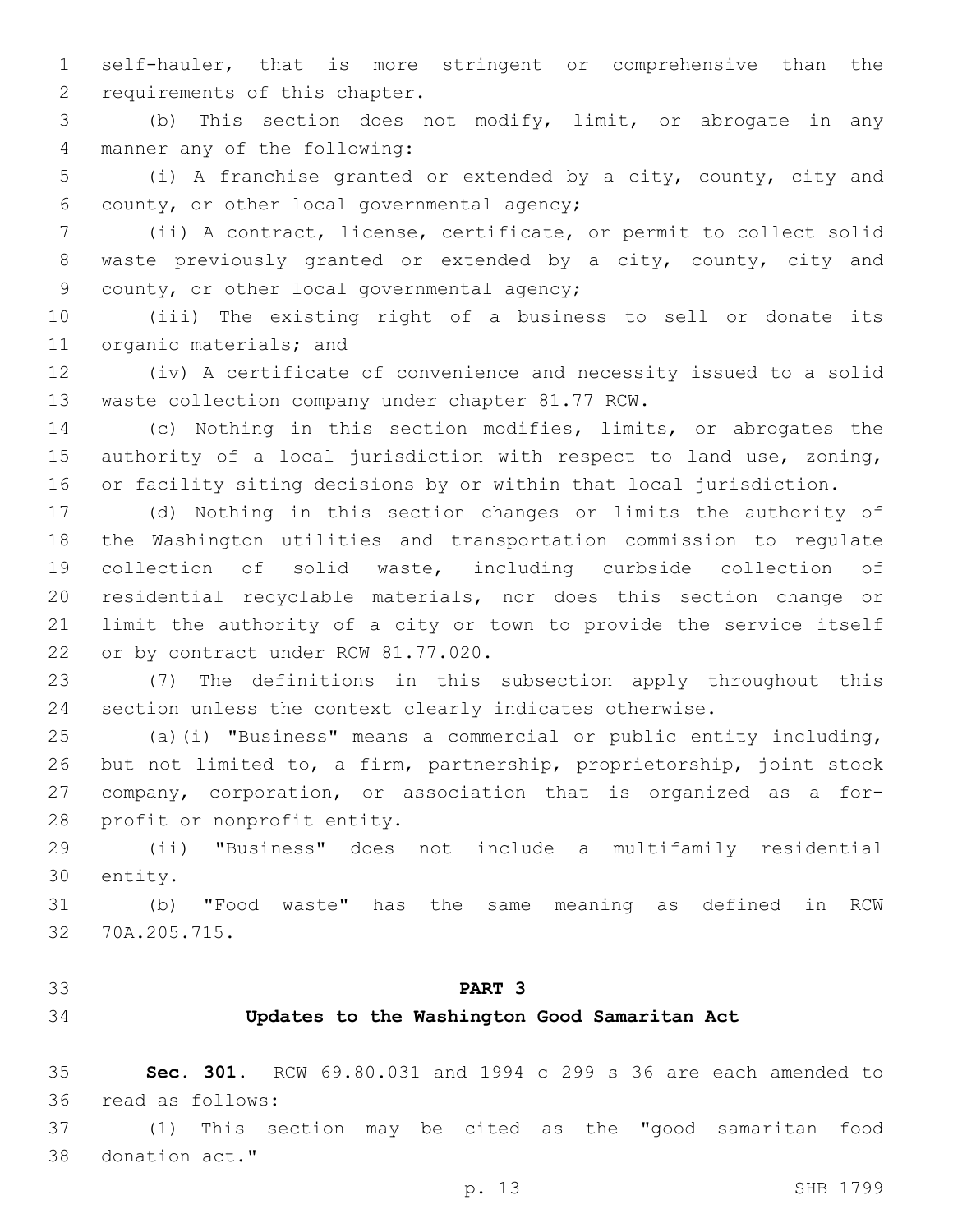self-hauler, that is more stringent or comprehensive than the requirements of this chapter.

(b) This section does not modify, limit, or abrogate in any manner any of the following:

(i) A franchise granted or extended by a city, county, city and county, or other local governmental agency;

(ii) A contract, license, certificate, or permit to collect solid waste previously granted or extended by a city, county, city and county, or other local governmental agency;

(iii) The existing right of a business to sell or donate its organic materials; and

(iv) A certificate of convenience and necessity issued to a solid waste collection company under chapter 81.77 RCW.

(c) Nothing in this section modifies, limits, or abrogates the authority of a local jurisdiction with respect to land use, zoning, or facility siting decisions by or within that local jurisdiction.

(d) Nothing in this section changes or limits the authority of the Washington utilities and transportation commission to regulate collection of solid waste, including curbside collection of residential recyclable materials, nor does this section change or limit the authority of a city or town to provide the service itself or by contract under RCW 81.77.020.

(7) The definitions in this subsection apply throughout this section unless the context clearly indicates otherwise.

(a)(i) "Business" means a commercial or public entity including, but not limited to, a firm, partnership, proprietorship, joint stock company, corporation, or association that is organized as a for-profit or nonprofit entity.

(ii) "Business" does not include a multifamily residential entity.

(b) "Food waste" has the same meaning as defined in RCW 70A.205.715.

**PART 3**

**Updates to the Washington Good Samaritan Act**

**Sec. 301.** RCW 69.80.031 and 1994 c 299 s 36 are each amended to read as follows:

(1) This section may be cited as the "good samaritan food donation act."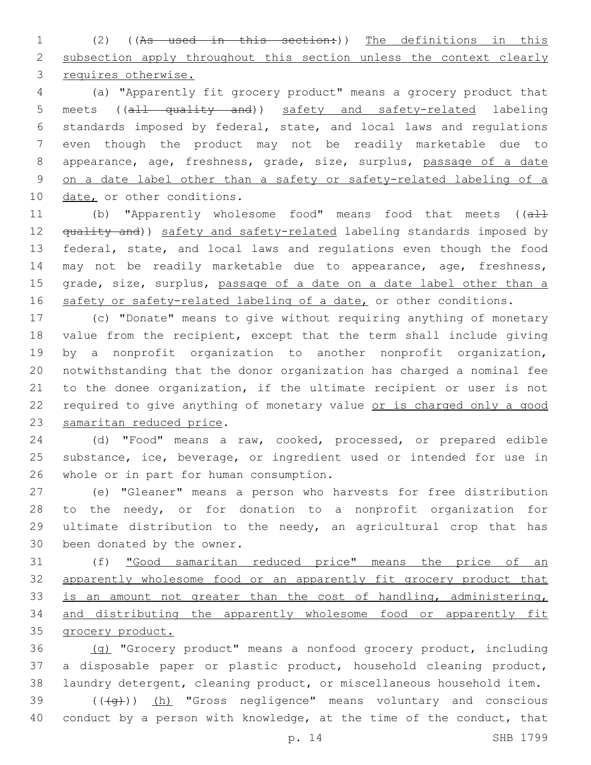(2) ((~~As used in this section:~~)) <u>The definitions in this subsection apply throughout this section unless the context clearly requires otherwise.</u>

(a) "Apparently fit grocery product" means a grocery product that meets ((~~all quality and~~)) <u>safety and safety-related</u> labeling standards imposed by federal, state, and local laws and regulations even though the product may not be readily marketable due to appearance, age, freshness, grade, size, surplus, <u>passage of a date on a date label other than a safety or safety-related labeling of a date,</u> or other conditions.

(b) "Apparently wholesome food" means food that meets ((~~all quality and~~)) <u>safety and safety-related</u> labeling standards imposed by federal, state, and local laws and regulations even though the food may not be readily marketable due to appearance, age, freshness, grade, size, surplus, <u>passage of a date on a date label other than a safety or safety-related labeling of a date,</u> or other conditions.

(c) "Donate" means to give without requiring anything of monetary value from the recipient, except that the term shall include giving by a nonprofit organization to another nonprofit organization, notwithstanding that the donor organization has charged a nominal fee to the donee organization, if the ultimate recipient or user is not required to give anything of monetary value <u>or is charged only a good samaritan reduced price</u>.

(d) "Food" means a raw, cooked, processed, or prepared edible substance, ice, beverage, or ingredient used or intended for use in whole or in part for human consumption.

(e) "Gleaner" means a person who harvests for free distribution to the needy, or for donation to a nonprofit organization for ultimate distribution to the needy, an agricultural crop that has been donated by the owner.

(f) <u>"Good samaritan reduced price" means the price of an apparently wholesome food or an apparently fit grocery product that is an amount not greater than the cost of handling, administering, and distributing the apparently wholesome food or apparently fit grocery product.</u>

<u>(g)</u> "Grocery product" means a nonfood grocery product, including a disposable paper or plastic product, household cleaning product, laundry detergent, cleaning product, or miscellaneous household item.

((~~(g)~~)) <u>(h)</u> "Gross negligence" means voluntary and conscious conduct by a person with knowledge, at the time of the conduct, that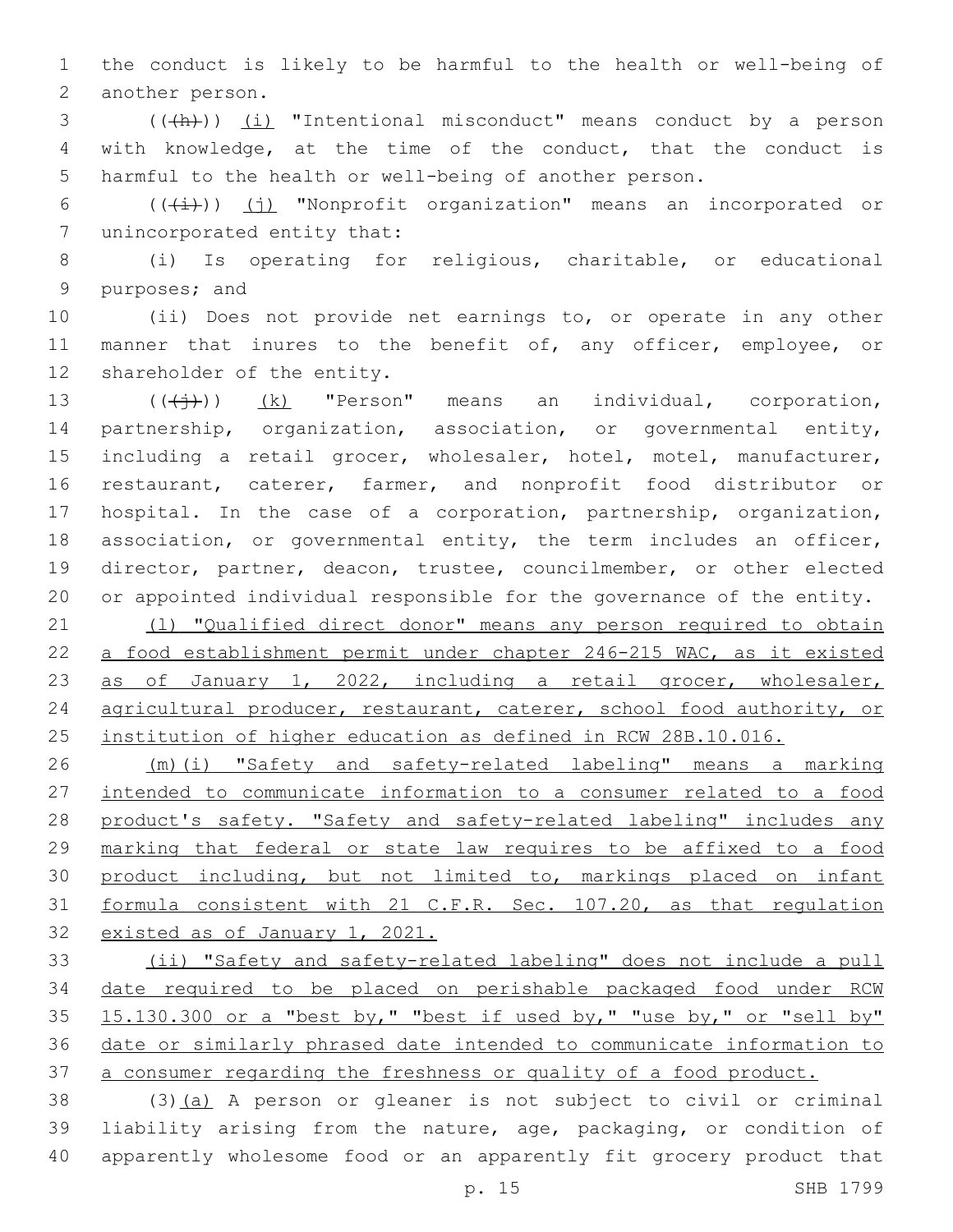the conduct is likely to be harmful to the health or well-being of another person.

(((h))) (i) "Intentional misconduct" means conduct by a person with knowledge, at the time of the conduct, that the conduct is harmful to the health or well-being of another person.

(((i))) (j) "Nonprofit organization" means an incorporated or unincorporated entity that:

(i) Is operating for religious, charitable, or educational purposes; and

(ii) Does not provide net earnings to, or operate in any other manner that inures to the benefit of, any officer, employee, or shareholder of the entity.

(((j))) (k) "Person" means an individual, corporation, partnership, organization, association, or governmental entity, including a retail grocer, wholesaler, hotel, motel, manufacturer, restaurant, caterer, farmer, and nonprofit food distributor or hospital. In the case of a corporation, partnership, organization, association, or governmental entity, the term includes an officer, director, partner, deacon, trustee, councilmember, or other elected or appointed individual responsible for the governance of the entity.

(l) "Qualified direct donor" means any person required to obtain a food establishment permit under chapter 246-215 WAC, as it existed as of January 1, 2022, including a retail grocer, wholesaler, agricultural producer, restaurant, caterer, school food authority, or institution of higher education as defined in RCW 28B.10.016.

(m)(i) "Safety and safety-related labeling" means a marking intended to communicate information to a consumer related to a food product's safety. "Safety and safety-related labeling" includes any marking that federal or state law requires to be affixed to a food product including, but not limited to, markings placed on infant formula consistent with 21 C.F.R. Sec. 107.20, as that regulation existed as of January 1, 2021.

(ii) "Safety and safety-related labeling" does not include a pull date required to be placed on perishable packaged food under RCW 15.130.300 or a "best by," "best if used by," "use by," or "sell by" date or similarly phrased date intended to communicate information to a consumer regarding the freshness or quality of a food product.

(3)(a) A person or gleaner is not subject to civil or criminal liability arising from the nature, age, packaging, or condition of apparently wholesome food or an apparently fit grocery product that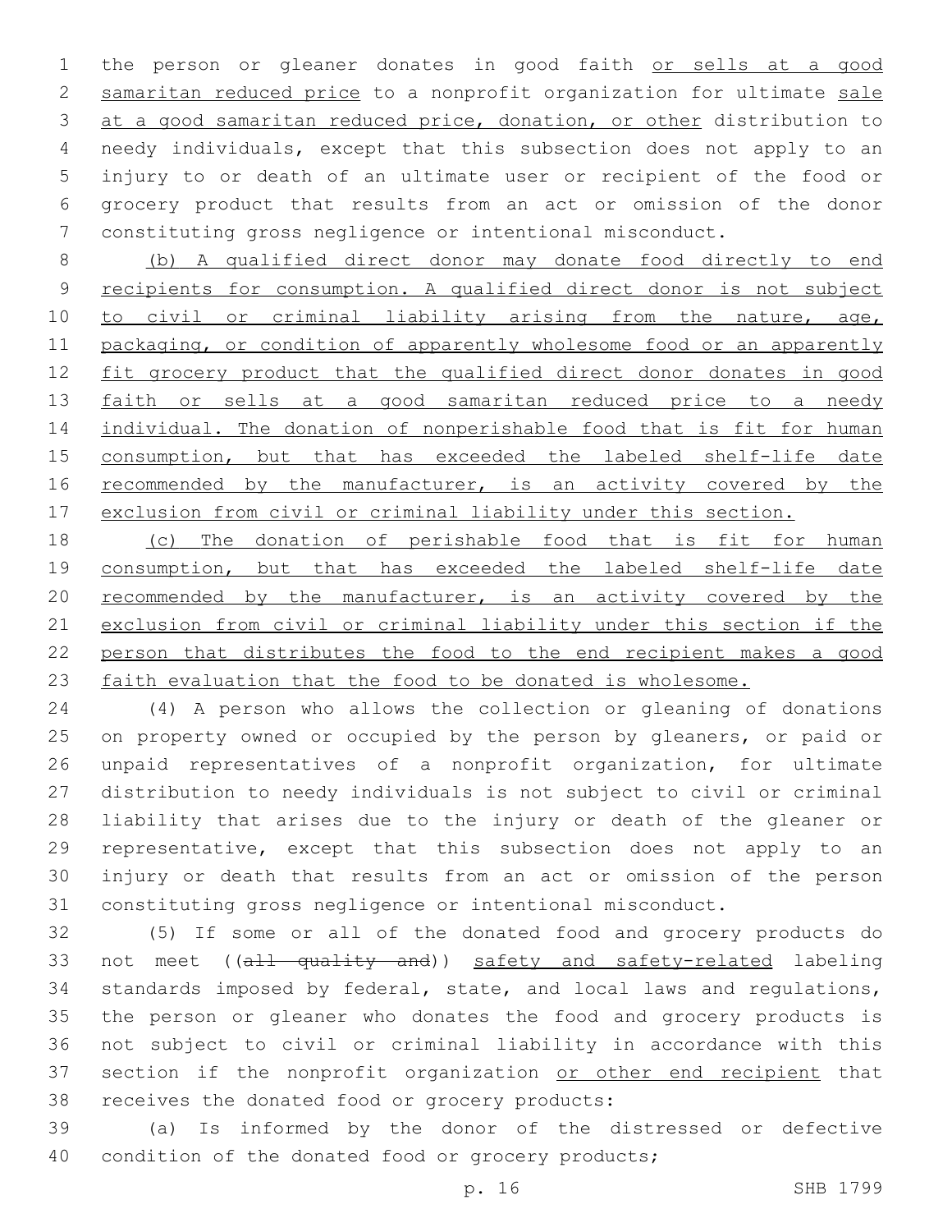the person or gleaner donates in good faith <u>or sells at a good samaritan reduced price</u> to a nonprofit organization for ultimate <u>sale at a good samaritan reduced price, donation, or other</u> distribution to needy individuals, except that this subsection does not apply to an injury to or death of an ultimate user or recipient of the food or grocery product that results from an act or omission of the donor constituting gross negligence or intentional misconduct.

<u>(b) A qualified direct donor may donate food directly to end recipients for consumption. A qualified direct donor is not subject to civil or criminal liability arising from the nature, age, packaging, or condition of apparently wholesome food or an apparently fit grocery product that the qualified direct donor donates in good faith or sells at a good samaritan reduced price to a needy individual. The donation of nonperishable food that is fit for human consumption, but that has exceeded the labeled shelf-life date recommended by the manufacturer, is an activity covered by the exclusion from civil or criminal liability under this section.</u>

<u>(c) The donation of perishable food that is fit for human consumption, but that has exceeded the labeled shelf-life date recommended by the manufacturer, is an activity covered by the exclusion from civil or criminal liability under this section if the person that distributes the food to the end recipient makes a good faith evaluation that the food to be donated is wholesome.</u>

(4) A person who allows the collection or gleaning of donations on property owned or occupied by the person by gleaners, or paid or unpaid representatives of a nonprofit organization, for ultimate distribution to needy individuals is not subject to civil or criminal liability that arises due to the injury or death of the gleaner or representative, except that this subsection does not apply to an injury or death that results from an act or omission of the person constituting gross negligence or intentional misconduct.

(5) If some or all of the donated food and grocery products do not meet ((~~all quality and~~)) <u>safety and safety-related</u> labeling standards imposed by federal, state, and local laws and regulations, the person or gleaner who donates the food and grocery products is not subject to civil or criminal liability in accordance with this section if the nonprofit organization <u>or other end recipient</u> that receives the donated food or grocery products:

(a) Is informed by the donor of the distressed or defective condition of the donated food or grocery products;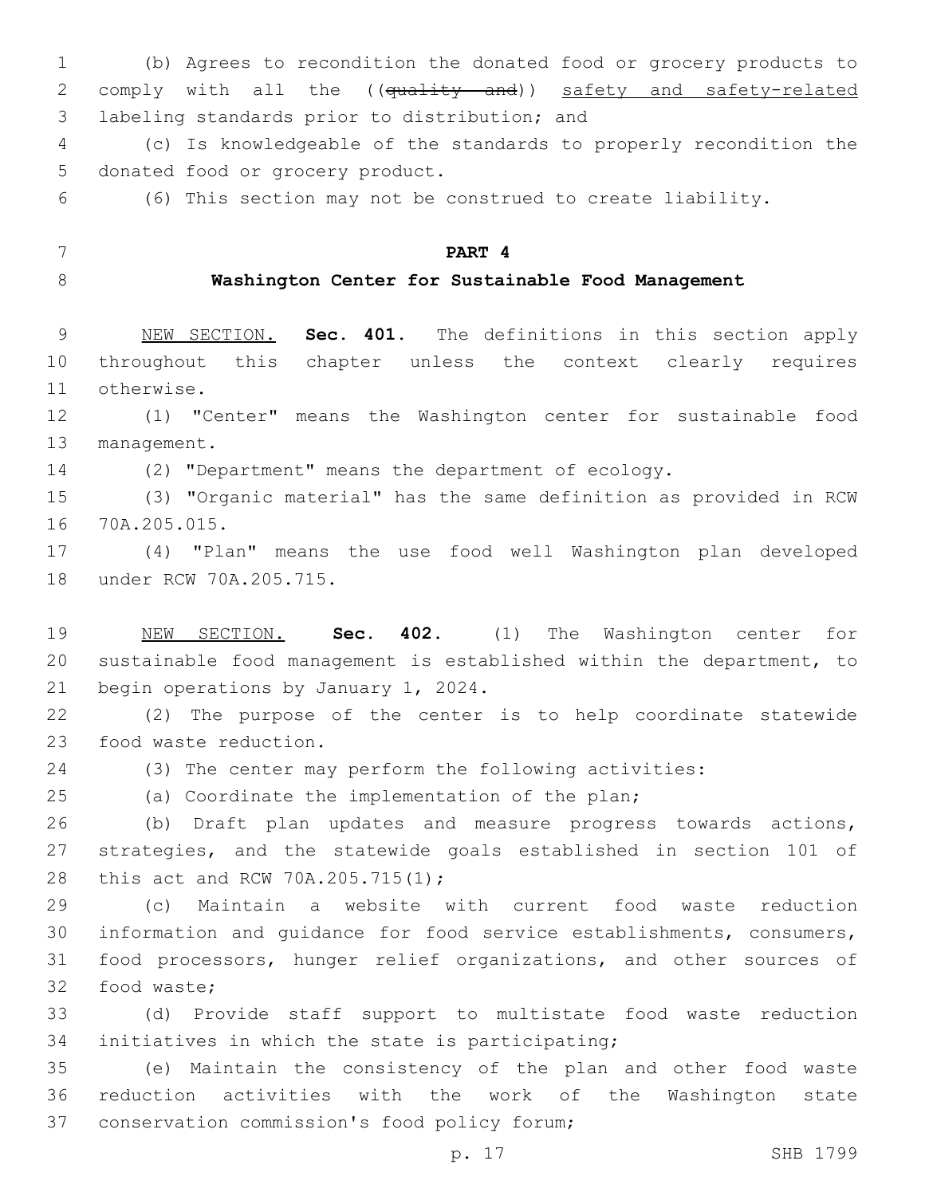(b) Agrees to recondition the donated food or grocery products to comply with all the ((~~quality and~~)) <u>safety and safety-related</u> labeling standards prior to distribution; and

(c) Is knowledgeable of the standards to properly recondition the donated food or grocery product.

(6) This section may not be construed to create liability.

**PART 4**

**Washington Center for Sustainable Food Management**

<u>NEW SECTION.</u> **Sec. 401.** The definitions in this section apply throughout this chapter unless the context clearly requires otherwise.

(1) "Center" means the Washington center for sustainable food management.

(2) "Department" means the department of ecology.

(3) "Organic material" has the same definition as provided in RCW 70A.205.015.

(4) "Plan" means the use food well Washington plan developed under RCW 70A.205.715.

<u>NEW SECTION.</u> **Sec. 402.** (1) The Washington center for sustainable food management is established within the department, to begin operations by January 1, 2024.

(2) The purpose of the center is to help coordinate statewide food waste reduction.

(3) The center may perform the following activities:

(a) Coordinate the implementation of the plan;

(b) Draft plan updates and measure progress towards actions, strategies, and the statewide goals established in section 101 of this act and RCW 70A.205.715(1);

(c) Maintain a website with current food waste reduction information and guidance for food service establishments, consumers, food processors, hunger relief organizations, and other sources of food waste;

(d) Provide staff support to multistate food waste reduction initiatives in which the state is participating;

(e) Maintain the consistency of the plan and other food waste reduction activities with the work of the Washington state conservation commission's food policy forum;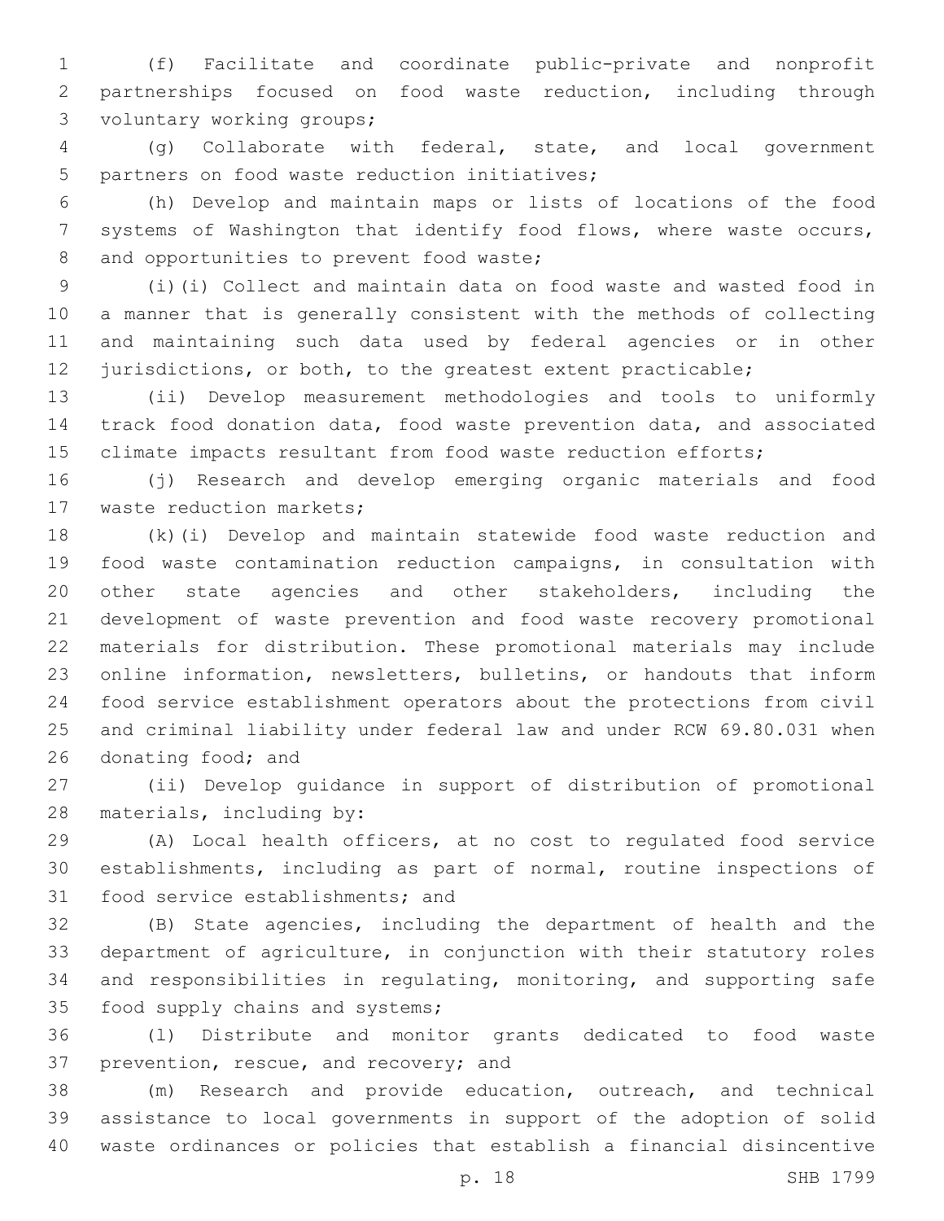(f) Facilitate and coordinate public-private and nonprofit partnerships focused on food waste reduction, including through voluntary working groups;

(g) Collaborate with federal, state, and local government partners on food waste reduction initiatives;

(h) Develop and maintain maps or lists of locations of the food systems of Washington that identify food flows, where waste occurs, and opportunities to prevent food waste;

(i)(i) Collect and maintain data on food waste and wasted food in a manner that is generally consistent with the methods of collecting and maintaining such data used by federal agencies or in other jurisdictions, or both, to the greatest extent practicable;

(ii) Develop measurement methodologies and tools to uniformly track food donation data, food waste prevention data, and associated climate impacts resultant from food waste reduction efforts;

(j) Research and develop emerging organic materials and food waste reduction markets;

(k)(i) Develop and maintain statewide food waste reduction and food waste contamination reduction campaigns, in consultation with other state agencies and other stakeholders, including the development of waste prevention and food waste recovery promotional materials for distribution. These promotional materials may include online information, newsletters, bulletins, or handouts that inform food service establishment operators about the protections from civil and criminal liability under federal law and under RCW 69.80.031 when donating food; and

(ii) Develop guidance in support of distribution of promotional materials, including by:

(A) Local health officers, at no cost to regulated food service establishments, including as part of normal, routine inspections of food service establishments; and

(B) State agencies, including the department of health and the department of agriculture, in conjunction with their statutory roles and responsibilities in regulating, monitoring, and supporting safe food supply chains and systems;

(l) Distribute and monitor grants dedicated to food waste prevention, rescue, and recovery; and

(m) Research and provide education, outreach, and technical assistance to local governments in support of the adoption of solid waste ordinances or policies that establish a financial disincentive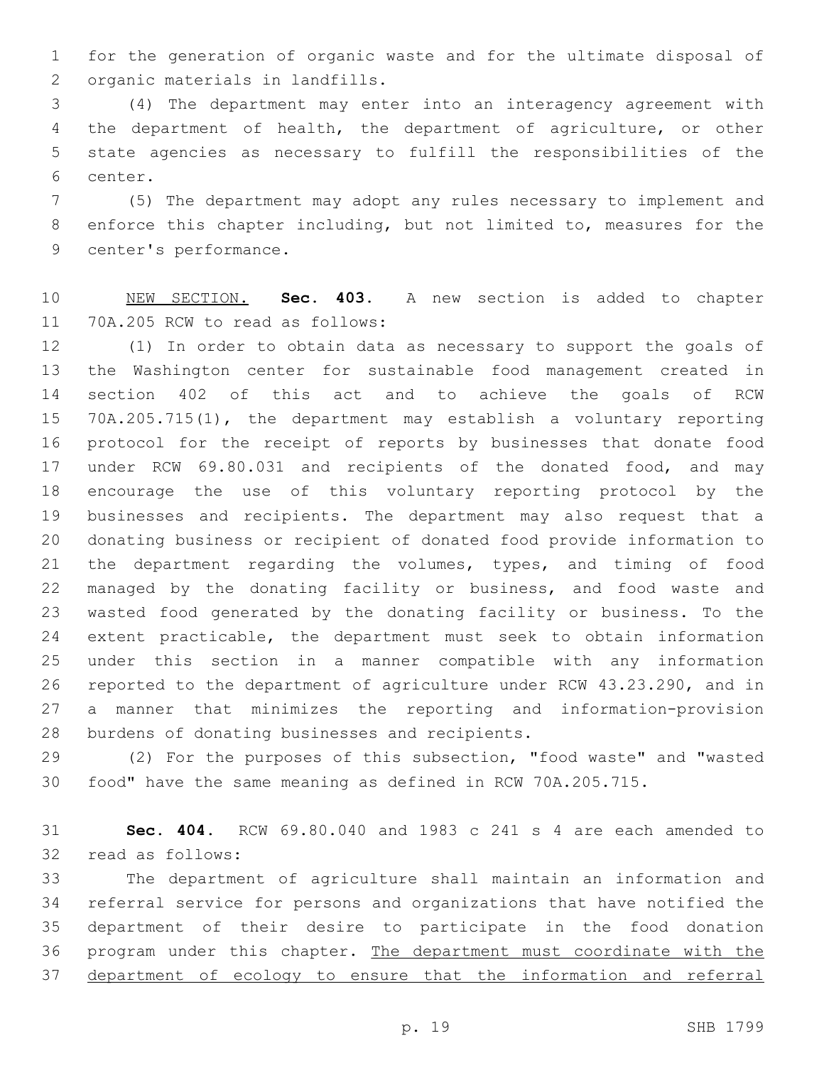for the generation of organic waste and for the ultimate disposal of organic materials in landfills.

(4) The department may enter into an interagency agreement with the department of health, the department of agriculture, or other state agencies as necessary to fulfill the responsibilities of the center.

(5) The department may adopt any rules necessary to implement and enforce this chapter including, but not limited to, measures for the center's performance.

NEW SECTION. **Sec. 403.** A new section is added to chapter 70A.205 RCW to read as follows:

(1) In order to obtain data as necessary to support the goals of the Washington center for sustainable food management created in section 402 of this act and to achieve the goals of RCW 70A.205.715(1), the department may establish a voluntary reporting protocol for the receipt of reports by businesses that donate food under RCW 69.80.031 and recipients of the donated food, and may encourage the use of this voluntary reporting protocol by the businesses and recipients. The department may also request that a donating business or recipient of donated food provide information to the department regarding the volumes, types, and timing of food managed by the donating facility or business, and food waste and wasted food generated by the donating facility or business. To the extent practicable, the department must seek to obtain information under this section in a manner compatible with any information reported to the department of agriculture under RCW 43.23.290, and in a manner that minimizes the reporting and information-provision burdens of donating businesses and recipients.

(2) For the purposes of this subsection, "food waste" and "wasted food" have the same meaning as defined in RCW 70A.205.715.

**Sec. 404.** RCW 69.80.040 and 1983 c 241 s 4 are each amended to read as follows:

The department of agriculture shall maintain an information and referral service for persons and organizations that have notified the department of their desire to participate in the food donation program under this chapter. <u>The department must coordinate with the department of ecology to ensure that the information and referral</u>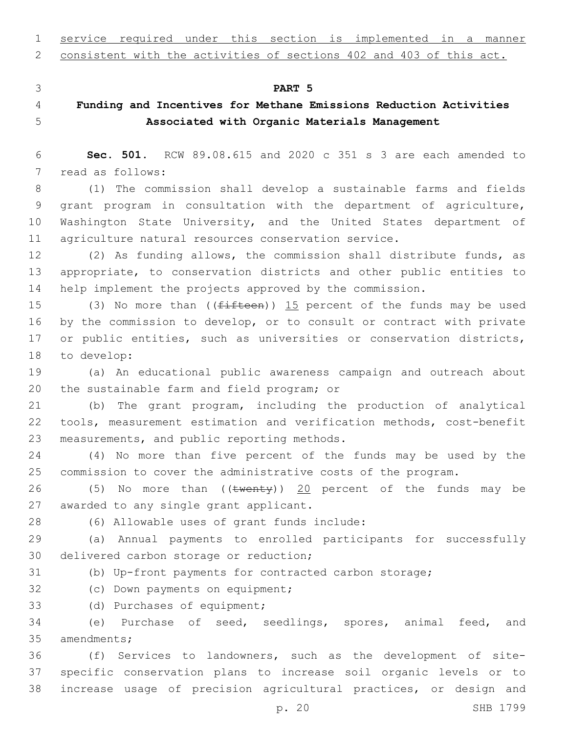service required under this section is implemented in a manner consistent with the activities of sections 402 and 403 of this act.

## PART 5

### Funding and Incentives for Methane Emissions Reduction Activities Associated with Organic Materials Management

**Sec. 501.** RCW 89.08.615 and 2020 c 351 s 3 are each amended to read as follows:

(1) The commission shall develop a sustainable farms and fields grant program in consultation with the department of agriculture, Washington State University, and the United States department of agriculture natural resources conservation service.

(2) As funding allows, the commission shall distribute funds, as appropriate, to conservation districts and other public entities to help implement the projects approved by the commission.

(3) No more than ((~~fifteen~~)) 15 percent of the funds may be used by the commission to develop, or to consult or contract with private or public entities, such as universities or conservation districts, to develop:

(a) An educational public awareness campaign and outreach about the sustainable farm and field program; or

(b) The grant program, including the production of analytical tools, measurement estimation and verification methods, cost-benefit measurements, and public reporting methods.

(4) No more than five percent of the funds may be used by the commission to cover the administrative costs of the program.

(5) No more than ((~~twenty~~)) 20 percent of the funds may be awarded to any single grant applicant.

(6) Allowable uses of grant funds include:

(a) Annual payments to enrolled participants for successfully delivered carbon storage or reduction;

(b) Up-front payments for contracted carbon storage;

(c) Down payments on equipment;

(d) Purchases of equipment;

(e) Purchase of seed, seedlings, spores, animal feed, and amendments;

(f) Services to landowners, such as the development of site-specific conservation plans to increase soil organic levels or to increase usage of precision agricultural practices, or design and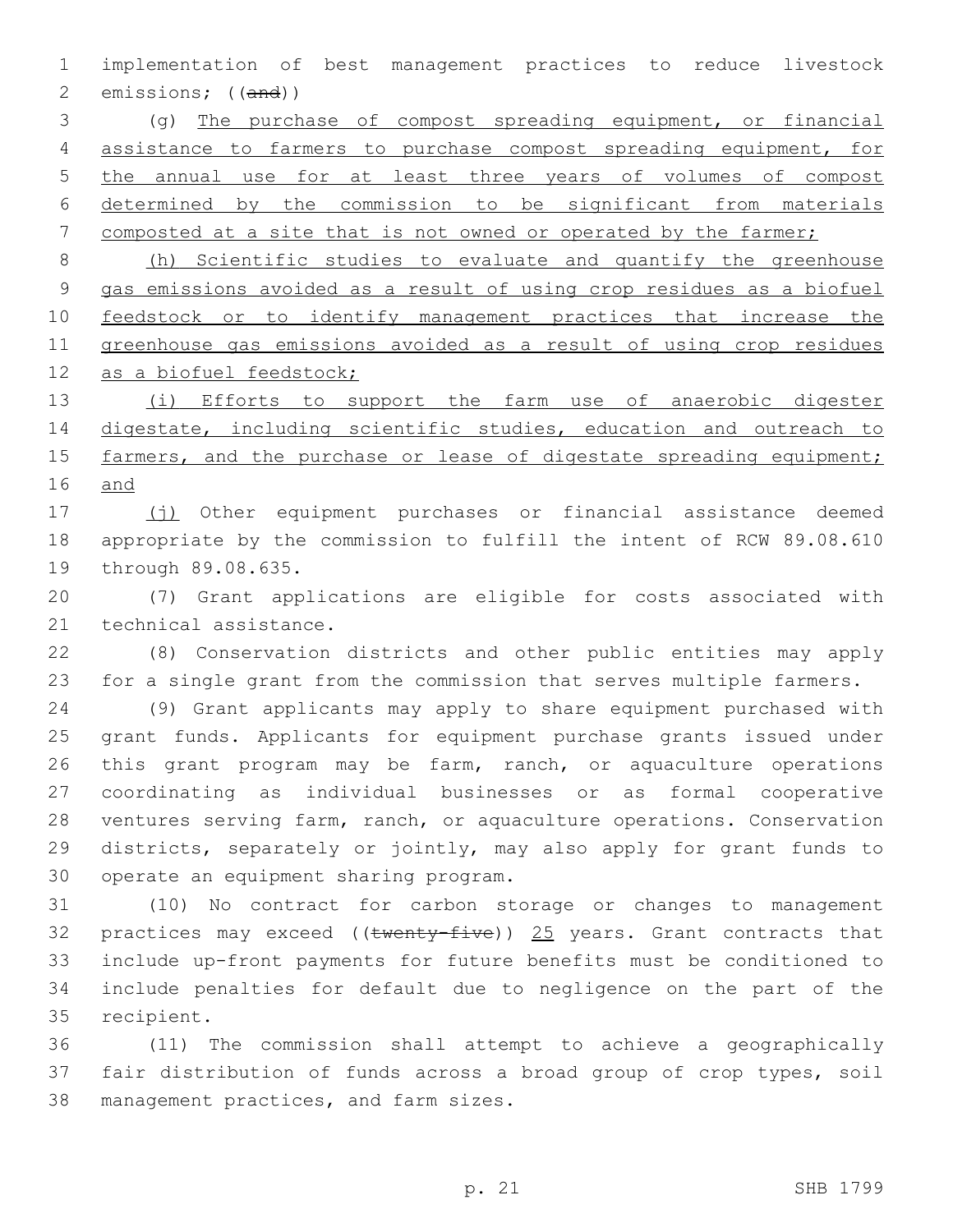implementation of best management practices to reduce livestock emissions; ((~~and~~))

(g) The purchase of compost spreading equipment, or financial assistance to farmers to purchase compost spreading equipment, for the annual use for at least three years of volumes of compost determined by the commission to be significant from materials composted at a site that is not owned or operated by the farmer;

(h) Scientific studies to evaluate and quantify the greenhouse gas emissions avoided as a result of using crop residues as a biofuel feedstock or to identify management practices that increase the greenhouse gas emissions avoided as a result of using crop residues as a biofuel feedstock;

(i) Efforts to support the farm use of anaerobic digester digestate, including scientific studies, education and outreach to farmers, and the purchase or lease of digestate spreading equipment; and

(j) Other equipment purchases or financial assistance deemed appropriate by the commission to fulfill the intent of RCW 89.08.610 through 89.08.635.

(7) Grant applications are eligible for costs associated with technical assistance.

(8) Conservation districts and other public entities may apply for a single grant from the commission that serves multiple farmers.

(9) Grant applicants may apply to share equipment purchased with grant funds. Applicants for equipment purchase grants issued under this grant program may be farm, ranch, or aquaculture operations coordinating as individual businesses or as formal cooperative ventures serving farm, ranch, or aquaculture operations. Conservation districts, separately or jointly, may also apply for grant funds to operate an equipment sharing program.

(10) No contract for carbon storage or changes to management practices may exceed ((~~twenty-five~~)) 25 years. Grant contracts that include up-front payments for future benefits must be conditioned to include penalties for default due to negligence on the part of the recipient.

(11) The commission shall attempt to achieve a geographically fair distribution of funds across a broad group of crop types, soil management practices, and farm sizes.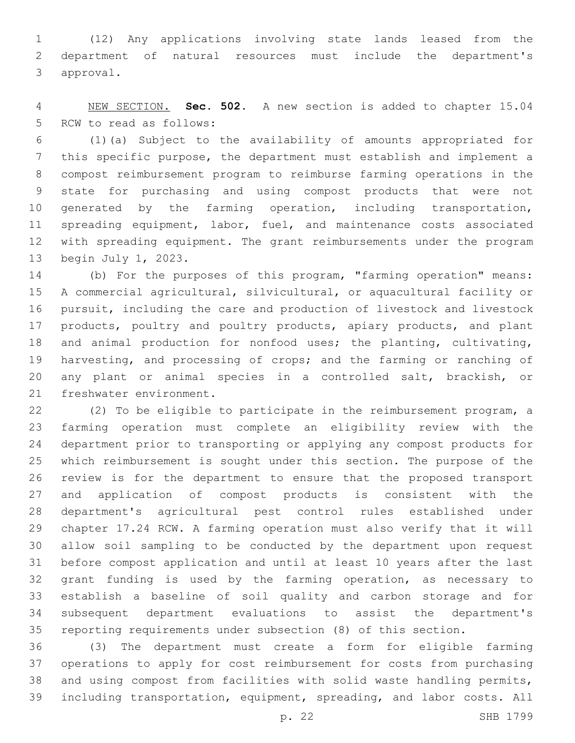(12) Any applications involving state lands leased from the department of natural resources must include the department's approval.

NEW SECTION. **Sec. 502.** A new section is added to chapter 15.04 RCW to read as follows:

(1)(a) Subject to the availability of amounts appropriated for this specific purpose, the department must establish and implement a compost reimbursement program to reimburse farming operations in the state for purchasing and using compost products that were not generated by the farming operation, including transportation, spreading equipment, labor, fuel, and maintenance costs associated with spreading equipment. The grant reimbursements under the program begin July 1, 2023.

(b) For the purposes of this program, "farming operation" means: A commercial agricultural, silvicultural, or aquacultural facility or pursuit, including the care and production of livestock and livestock products, poultry and poultry products, apiary products, and plant and animal production for nonfood uses; the planting, cultivating, harvesting, and processing of crops; and the farming or ranching of any plant or animal species in a controlled salt, brackish, or freshwater environment.

(2) To be eligible to participate in the reimbursement program, a farming operation must complete an eligibility review with the department prior to transporting or applying any compost products for which reimbursement is sought under this section. The purpose of the review is for the department to ensure that the proposed transport and application of compost products is consistent with the department's agricultural pest control rules established under chapter 17.24 RCW. A farming operation must also verify that it will allow soil sampling to be conducted by the department upon request before compost application and until at least 10 years after the last grant funding is used by the farming operation, as necessary to establish a baseline of soil quality and carbon storage and for subsequent department evaluations to assist the department's reporting requirements under subsection (8) of this section.

(3) The department must create a form for eligible farming operations to apply for cost reimbursement for costs from purchasing and using compost from facilities with solid waste handling permits, including transportation, equipment, spreading, and labor costs. All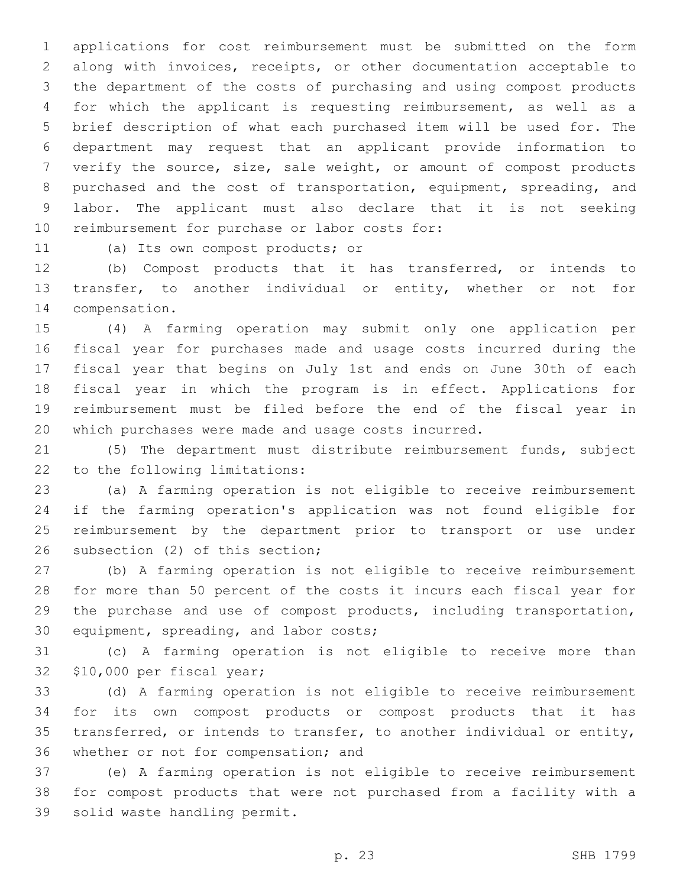applications for cost reimbursement must be submitted on the form along with invoices, receipts, or other documentation acceptable to the department of the costs of purchasing and using compost products for which the applicant is requesting reimbursement, as well as a brief description of what each purchased item will be used for. The department may request that an applicant provide information to verify the source, size, sale weight, or amount of compost products purchased and the cost of transportation, equipment, spreading, and labor. The applicant must also declare that it is not seeking reimbursement for purchase or labor costs for:

(a) Its own compost products; or

(b) Compost products that it has transferred, or intends to transfer, to another individual or entity, whether or not for compensation.

(4) A farming operation may submit only one application per fiscal year for purchases made and usage costs incurred during the fiscal year that begins on July 1st and ends on June 30th of each fiscal year in which the program is in effect. Applications for reimbursement must be filed before the end of the fiscal year in which purchases were made and usage costs incurred.

(5) The department must distribute reimbursement funds, subject to the following limitations:

(a) A farming operation is not eligible to receive reimbursement if the farming operation's application was not found eligible for reimbursement by the department prior to transport or use under subsection (2) of this section;

(b) A farming operation is not eligible to receive reimbursement for more than 50 percent of the costs it incurs each fiscal year for the purchase and use of compost products, including transportation, equipment, spreading, and labor costs;

(c) A farming operation is not eligible to receive more than $10,000 per fiscal year;

(d) A farming operation is not eligible to receive reimbursement for its own compost products or compost products that it has transferred, or intends to transfer, to another individual or entity, whether or not for compensation; and

(e) A farming operation is not eligible to receive reimbursement for compost products that were not purchased from a facility with a solid waste handling permit.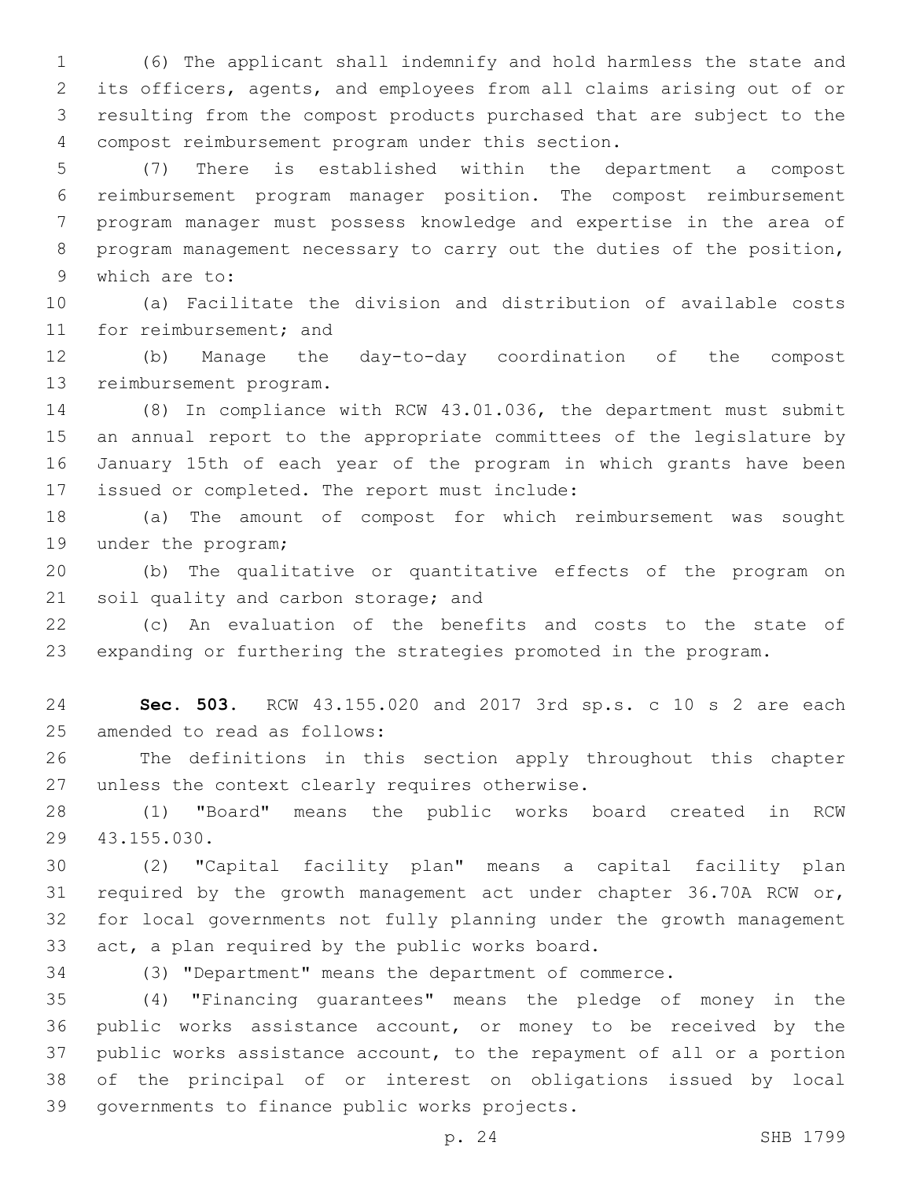(6) The applicant shall indemnify and hold harmless the state and its officers, agents, and employees from all claims arising out of or resulting from the compost products purchased that are subject to the compost reimbursement program under this section.

(7) There is established within the department a compost reimbursement program manager position. The compost reimbursement program manager must possess knowledge and expertise in the area of program management necessary to carry out the duties of the position, which are to:

(a) Facilitate the division and distribution of available costs for reimbursement; and

(b) Manage the day-to-day coordination of the compost reimbursement program.

(8) In compliance with RCW 43.01.036, the department must submit an annual report to the appropriate committees of the legislature by January 15th of each year of the program in which grants have been issued or completed. The report must include:

(a) The amount of compost for which reimbursement was sought under the program;

(b) The qualitative or quantitative effects of the program on soil quality and carbon storage; and

(c) An evaluation of the benefits and costs to the state of expanding or furthering the strategies promoted in the program.

**Sec. 503.** RCW 43.155.020 and 2017 3rd sp.s. c 10 s 2 are each amended to read as follows:

The definitions in this section apply throughout this chapter unless the context clearly requires otherwise.

(1) "Board" means the public works board created in RCW 43.155.030.

(2) "Capital facility plan" means a capital facility plan required by the growth management act under chapter 36.70A RCW or, for local governments not fully planning under the growth management act, a plan required by the public works board.

(3) "Department" means the department of commerce.

(4) "Financing guarantees" means the pledge of money in the public works assistance account, or money to be received by the public works assistance account, to the repayment of all or a portion of the principal of or interest on obligations issued by local governments to finance public works projects.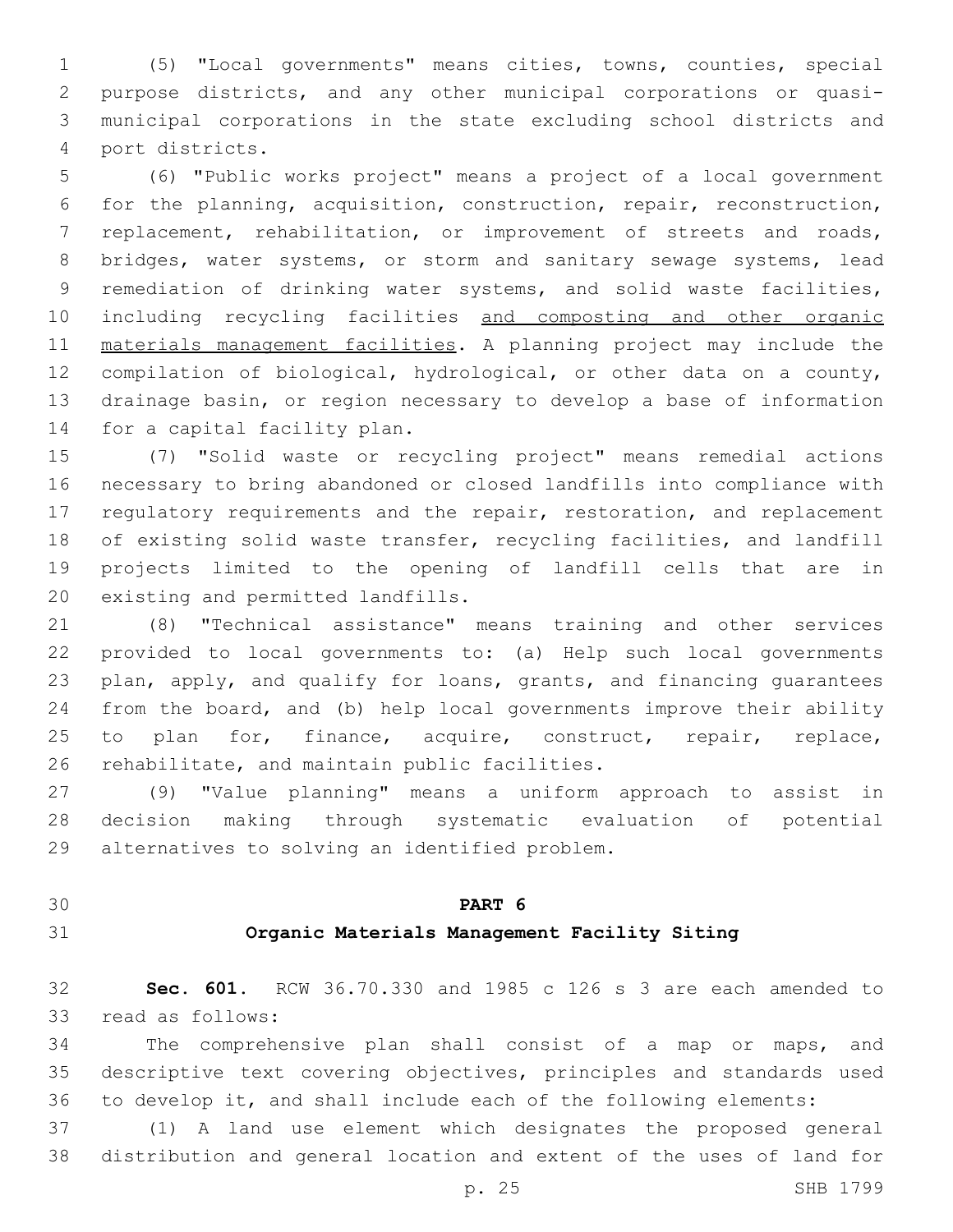(5) "Local governments" means cities, towns, counties, special purpose districts, and any other municipal corporations or quasi-municipal corporations in the state excluding school districts and port districts.

(6) "Public works project" means a project of a local government for the planning, acquisition, construction, repair, reconstruction, replacement, rehabilitation, or improvement of streets and roads, bridges, water systems, or storm and sanitary sewage systems, lead remediation of drinking water systems, and solid waste facilities, including recycling facilities <u>and composting and other organic materials management facilities</u>. A planning project may include the compilation of biological, hydrological, or other data on a county, drainage basin, or region necessary to develop a base of information for a capital facility plan.

(7) "Solid waste or recycling project" means remedial actions necessary to bring abandoned or closed landfills into compliance with regulatory requirements and the repair, restoration, and replacement of existing solid waste transfer, recycling facilities, and landfill projects limited to the opening of landfill cells that are in existing and permitted landfills.

(8) "Technical assistance" means training and other services provided to local governments to: (a) Help such local governments plan, apply, and qualify for loans, grants, and financing guarantees from the board, and (b) help local governments improve their ability to plan for, finance, acquire, construct, repair, replace, rehabilitate, and maintain public facilities.

(9) "Value planning" means a uniform approach to assist in decision making through systematic evaluation of potential alternatives to solving an identified problem.

## PART 6

## Organic Materials Management Facility Siting

**Sec. 601.** RCW 36.70.330 and 1985 c 126 s 3 are each amended to read as follows:

The comprehensive plan shall consist of a map or maps, and descriptive text covering objectives, principles and standards used to develop it, and shall include each of the following elements:

(1) A land use element which designates the proposed general distribution and general location and extent of the uses of land for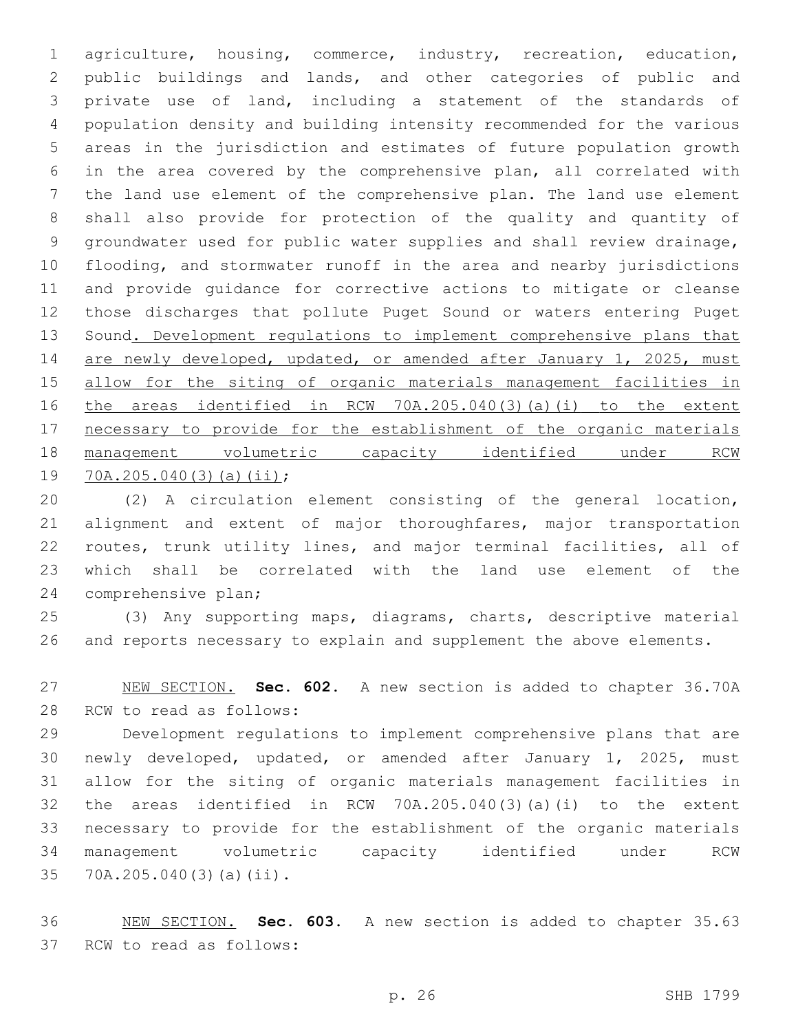agriculture, housing, commerce, industry, recreation, education, public buildings and lands, and other categories of public and private use of land, including a statement of the standards of population density and building intensity recommended for the various areas in the jurisdiction and estimates of future population growth in the area covered by the comprehensive plan, all correlated with the land use element of the comprehensive plan. The land use element shall also provide for protection of the quality and quantity of groundwater used for public water supplies and shall review drainage, flooding, and stormwater runoff in the area and nearby jurisdictions and provide guidance for corrective actions to mitigate or cleanse those discharges that pollute Puget Sound or waters entering Puget Sound<u>. Development regulations to implement comprehensive plans that are newly developed, updated, or amended after January 1, 2025, must allow for the siting of organic materials management facilities in the areas identified in RCW 70A.205.040(3)(a)(i) to the extent necessary to provide for the establishment of the organic materials management volumetric capacity identified under RCW 70A.205.040(3)(a)(ii)</u>;

(2) A circulation element consisting of the general location, alignment and extent of major thoroughfares, major transportation routes, trunk utility lines, and major terminal facilities, all of which shall be correlated with the land use element of the comprehensive plan;

(3) Any supporting maps, diagrams, charts, descriptive material and reports necessary to explain and supplement the above elements.

<u>NEW SECTION.</u> **Sec. 602.** A new section is added to chapter 36.70A RCW to read as follows:

Development regulations to implement comprehensive plans that are newly developed, updated, or amended after January 1, 2025, must allow for the siting of organic materials management facilities in the areas identified in RCW 70A.205.040(3)(a)(i) to the extent necessary to provide for the establishment of the organic materials management volumetric capacity identified under RCW 70A.205.040(3)(a)(ii).

<u>NEW SECTION.</u> **Sec. 603.** A new section is added to chapter 35.63 RCW to read as follows: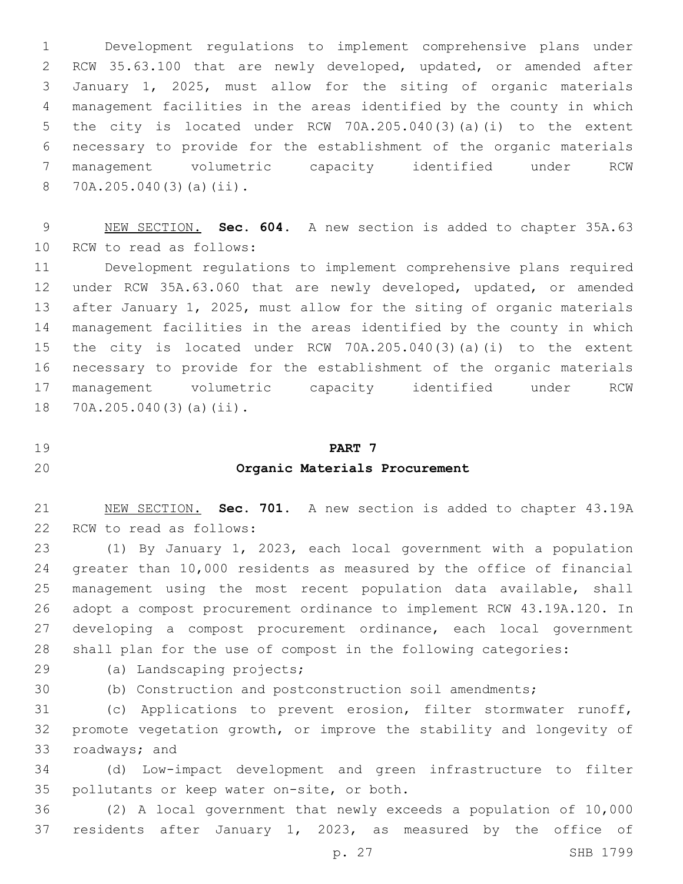Development regulations to implement comprehensive plans under RCW 35.63.100 that are newly developed, updated, or amended after January 1, 2025, must allow for the siting of organic materials management facilities in the areas identified by the county in which the city is located under RCW 70A.205.040(3)(a)(i) to the extent necessary to provide for the establishment of the organic materials management volumetric capacity identified under RCW 70A.205.040(3)(a)(ii).

NEW SECTION. **Sec. 604.** A new section is added to chapter 35A.63 RCW to read as follows:

Development regulations to implement comprehensive plans required under RCW 35A.63.060 that are newly developed, updated, or amended after January 1, 2025, must allow for the siting of organic materials management facilities in the areas identified by the county in which the city is located under RCW 70A.205.040(3)(a)(i) to the extent necessary to provide for the establishment of the organic materials management volumetric capacity identified under RCW 70A.205.040(3)(a)(ii).

## PART 7
## Organic Materials Procurement

NEW SECTION. **Sec. 701.** A new section is added to chapter 43.19A RCW to read as follows:

(1) By January 1, 2023, each local government with a population greater than 10,000 residents as measured by the office of financial management using the most recent population data available, shall adopt a compost procurement ordinance to implement RCW 43.19A.120. In developing a compost procurement ordinance, each local government shall plan for the use of compost in the following categories:

(a) Landscaping projects;

(b) Construction and postconstruction soil amendments;

(c) Applications to prevent erosion, filter stormwater runoff, promote vegetation growth, or improve the stability and longevity of roadways; and

(d) Low-impact development and green infrastructure to filter pollutants or keep water on-site, or both.

(2) A local government that newly exceeds a population of 10,000 residents after January 1, 2023, as measured by the office of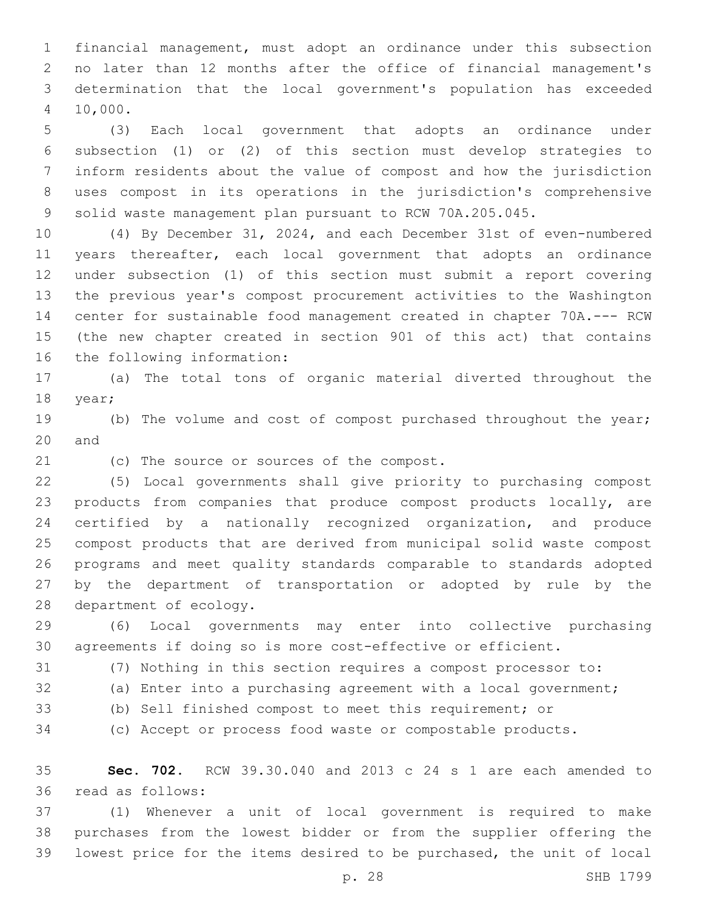financial management, must adopt an ordinance under this subsection no later than 12 months after the office of financial management's determination that the local government's population has exceeded 10,000.

(3) Each local government that adopts an ordinance under subsection (1) or (2) of this section must develop strategies to inform residents about the value of compost and how the jurisdiction uses compost in its operations in the jurisdiction's comprehensive solid waste management plan pursuant to RCW 70A.205.045.

(4) By December 31, 2024, and each December 31st of even-numbered years thereafter, each local government that adopts an ordinance under subsection (1) of this section must submit a report covering the previous year's compost procurement activities to the Washington center for sustainable food management created in chapter 70A.--- RCW (the new chapter created in section 901 of this act) that contains the following information:

(a) The total tons of organic material diverted throughout the year;

(b) The volume and cost of compost purchased throughout the year; and

(c) The source or sources of the compost.

(5) Local governments shall give priority to purchasing compost products from companies that produce compost products locally, are certified by a nationally recognized organization, and produce compost products that are derived from municipal solid waste compost programs and meet quality standards comparable to standards adopted by the department of transportation or adopted by rule by the department of ecology.

(6) Local governments may enter into collective purchasing agreements if doing so is more cost-effective or efficient.

(7) Nothing in this section requires a compost processor to:

(a) Enter into a purchasing agreement with a local government;

(b) Sell finished compost to meet this requirement; or

(c) Accept or process food waste or compostable products.

**Sec. 702.** RCW 39.30.040 and 2013 c 24 s 1 are each amended to read as follows:

(1) Whenever a unit of local government is required to make purchases from the lowest bidder or from the supplier offering the lowest price for the items desired to be purchased, the unit of local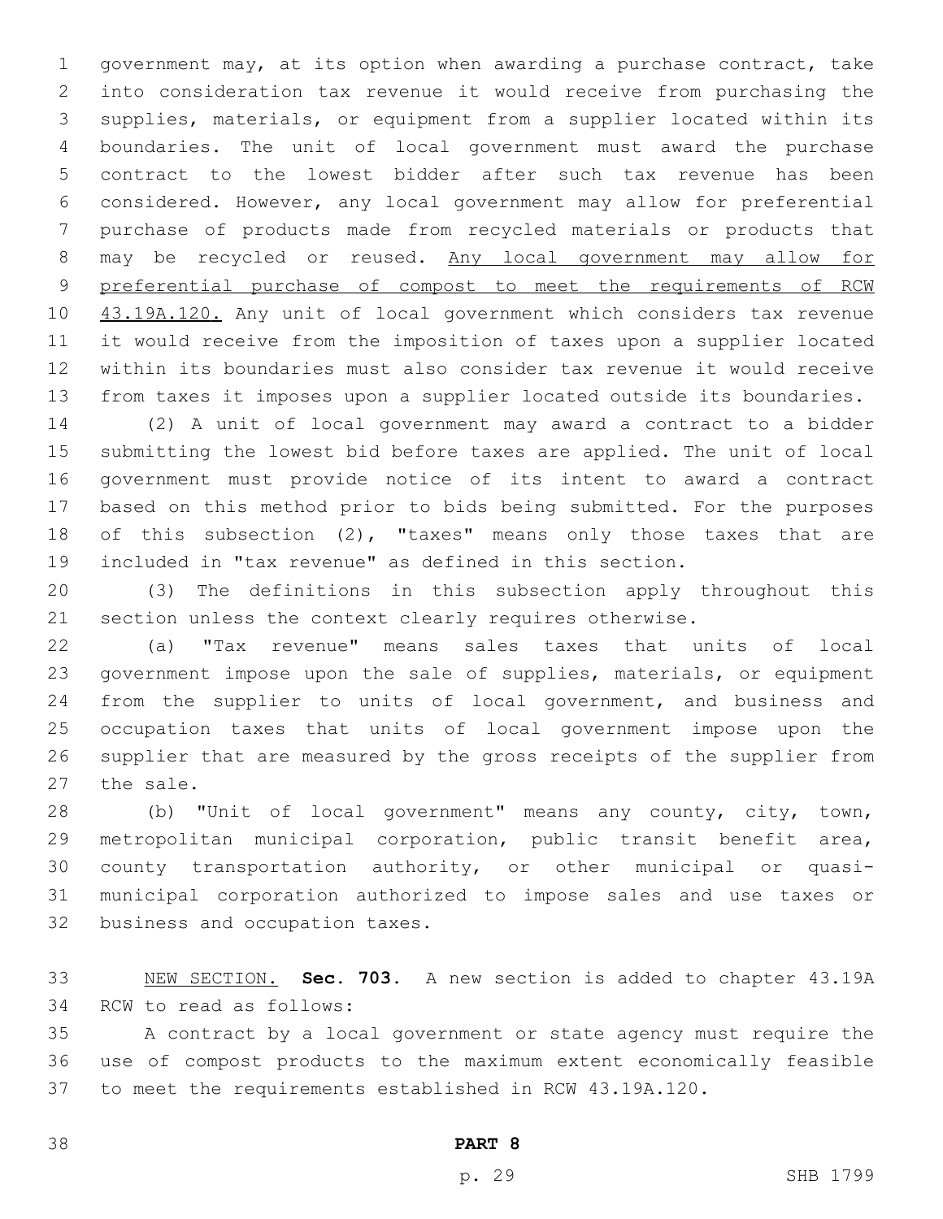government may, at its option when awarding a purchase contract, take into consideration tax revenue it would receive from purchasing the supplies, materials, or equipment from a supplier located within its boundaries. The unit of local government must award the purchase contract to the lowest bidder after such tax revenue has been considered. However, any local government may allow for preferential purchase of products made from recycled materials or products that may be recycled or reused. Any local government may allow for preferential purchase of compost to meet the requirements of RCW 43.19A.120. Any unit of local government which considers tax revenue it would receive from the imposition of taxes upon a supplier located within its boundaries must also consider tax revenue it would receive from taxes it imposes upon a supplier located outside its boundaries.

(2) A unit of local government may award a contract to a bidder submitting the lowest bid before taxes are applied. The unit of local government must provide notice of its intent to award a contract based on this method prior to bids being submitted. For the purposes of this subsection (2), "taxes" means only those taxes that are included in "tax revenue" as defined in this section.

(3) The definitions in this subsection apply throughout this section unless the context clearly requires otherwise.

(a) "Tax revenue" means sales taxes that units of local government impose upon the sale of supplies, materials, or equipment from the supplier to units of local government, and business and occupation taxes that units of local government impose upon the supplier that are measured by the gross receipts of the supplier from the sale.

(b) "Unit of local government" means any county, city, town, metropolitan municipal corporation, public transit benefit area, county transportation authority, or other municipal or quasi-municipal corporation authorized to impose sales and use taxes or business and occupation taxes.

NEW SECTION. **Sec. 703.** A new section is added to chapter 43.19A RCW to read as follows:

A contract by a local government or state agency must require the use of compost products to the maximum extent economically feasible to meet the requirements established in RCW 43.19A.120.

**PART 8**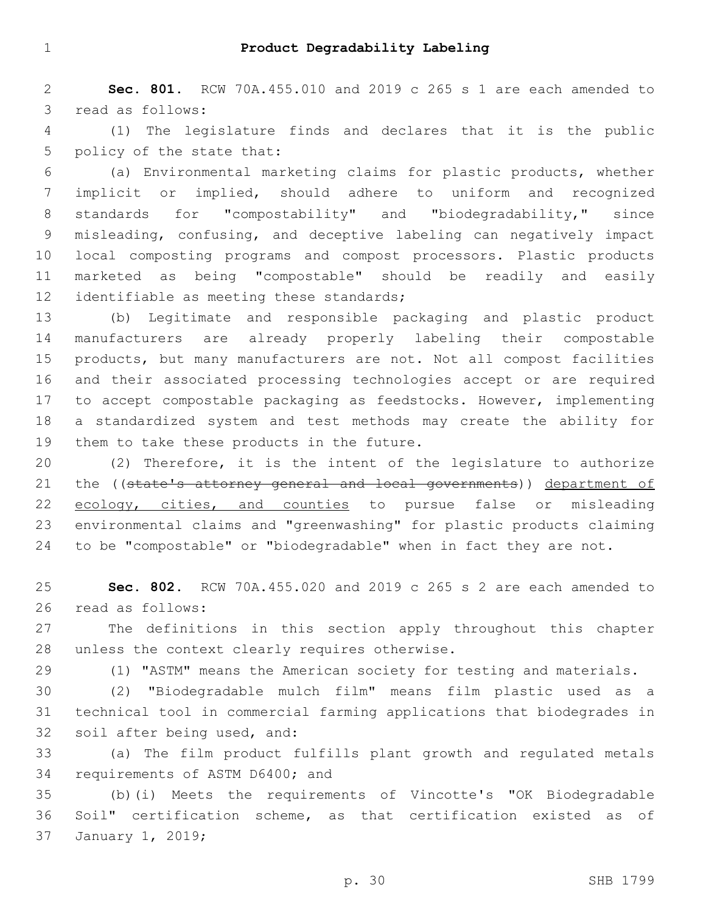## Product Degradability Labeling

**Sec. 801.** RCW 70A.455.010 and 2019 c 265 s 1 are each amended to read as follows:

(1) The legislature finds and declares that it is the public policy of the state that:

(a) Environmental marketing claims for plastic products, whether implicit or implied, should adhere to uniform and recognized standards for "compostability" and "biodegradability," since misleading, confusing, and deceptive labeling can negatively impact local composting programs and compost processors. Plastic products marketed as being "compostable" should be readily and easily identifiable as meeting these standards;

(b) Legitimate and responsible packaging and plastic product manufacturers are already properly labeling their compostable products, but many manufacturers are not. Not all compost facilities and their associated processing technologies accept or are required to accept compostable packaging as feedstocks. However, implementing a standardized system and test methods may create the ability for them to take these products in the future.

(2) Therefore, it is the intent of the legislature to authorize the ((~~state's attorney general and local governments~~)) <u>department of ecology, cities, and counties</u> to pursue false or misleading environmental claims and "greenwashing" for plastic products claiming to be "compostable" or "biodegradable" when in fact they are not.

**Sec. 802.** RCW 70A.455.020 and 2019 c 265 s 2 are each amended to read as follows:

The definitions in this section apply throughout this chapter unless the context clearly requires otherwise.

(1) "ASTM" means the American society for testing and materials.

(2) "Biodegradable mulch film" means film plastic used as a technical tool in commercial farming applications that biodegrades in soil after being used, and:

(a) The film product fulfills plant growth and regulated metals requirements of ASTM D6400; and

(b)(i) Meets the requirements of Vincotte's "OK Biodegradable Soil" certification scheme, as that certification existed as of January 1, 2019;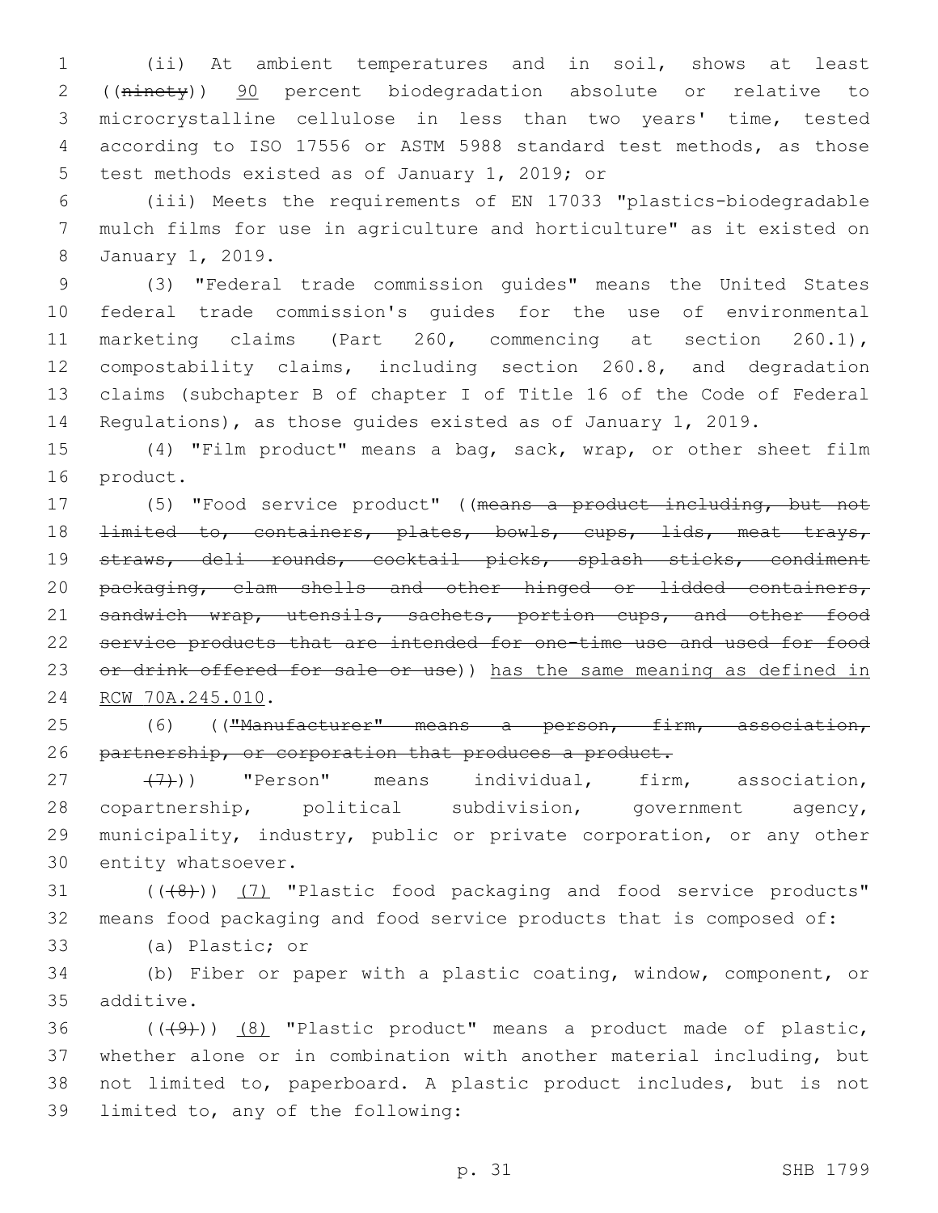(ii) At ambient temperatures and in soil, shows at least ((~~ninety~~)) <u>90</u> percent biodegradation absolute or relative to microcrystalline cellulose in less than two years' time, tested according to ISO 17556 or ASTM 5988 standard test methods, as those test methods existed as of January 1, 2019; or

(iii) Meets the requirements of EN 17033 "plastics-biodegradable mulch films for use in agriculture and horticulture" as it existed on January 1, 2019.

(3) "Federal trade commission guides" means the United States federal trade commission's guides for the use of environmental marketing claims (Part 260, commencing at section 260.1), compostability claims, including section 260.8, and degradation claims (subchapter B of chapter I of Title 16 of the Code of Federal Regulations), as those guides existed as of January 1, 2019.

(4) "Film product" means a bag, sack, wrap, or other sheet film product.

(5) "Food service product" ((~~means a product including, but not limited to, containers, plates, bowls, cups, lids, meat trays, straws, deli rounds, cocktail picks, splash sticks, condiment packaging, clam shells and other hinged or lidded containers, sandwich wrap, utensils, sachets, portion cups, and other food service products that are intended for one-time use and used for food or drink offered for sale or use~~)) <u>has the same meaning as defined in RCW 70A.245.010</u>.

(6) ((~~"Manufacturer" means a person, firm, association, partnership, or corporation that produces a product.~~

~~(7)~~)) "Person" means individual, firm, association, copartnership, political subdivision, government agency, municipality, industry, public or private corporation, or any other entity whatsoever.

((~~(8)~~)) <u>(7)</u> "Plastic food packaging and food service products" means food packaging and food service products that is composed of:

(a) Plastic; or

(b) Fiber or paper with a plastic coating, window, component, or additive.

((~~(9)~~)) <u>(8)</u> "Plastic product" means a product made of plastic, whether alone or in combination with another material including, but not limited to, paperboard. A plastic product includes, but is not limited to, any of the following: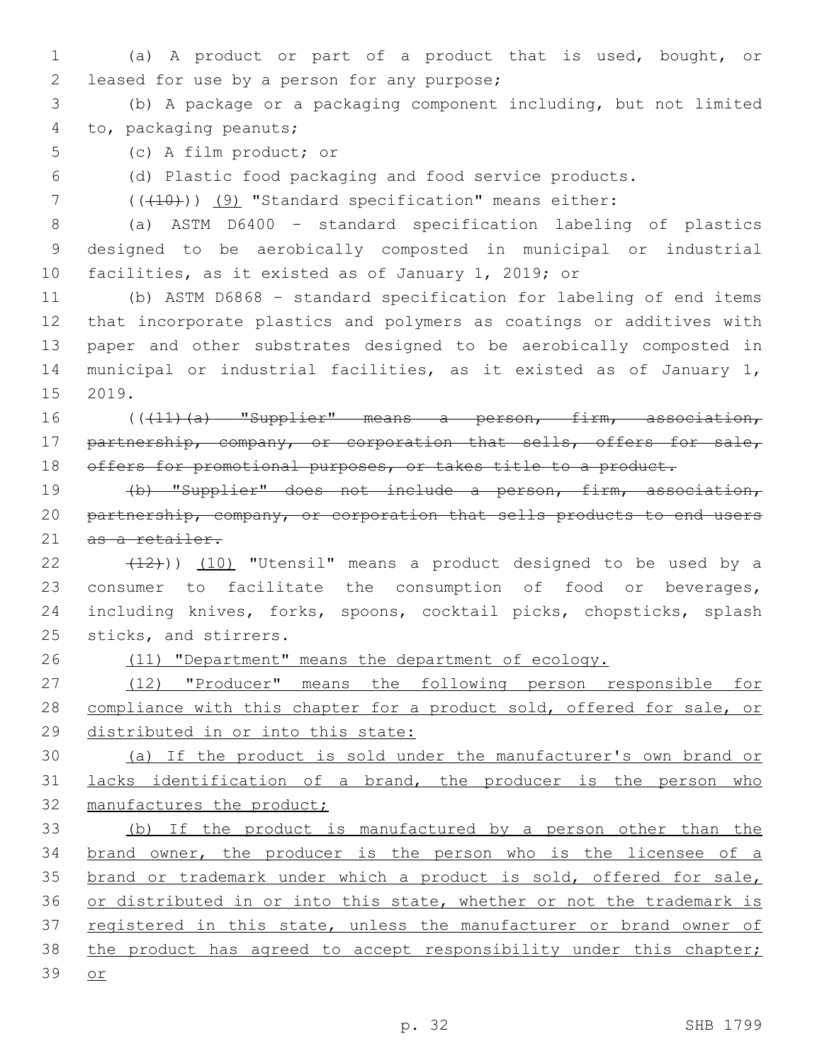(a) A product or part of a product that is used, bought, or leased for use by a person for any purpose;

(b) A package or a packaging component including, but not limited to, packaging peanuts;

(c) A film product; or

(d) Plastic food packaging and food service products.

~~((10))~~ (9) "Standard specification" means either:

(a) ASTM D6400 - standard specification labeling of plastics designed to be aerobically composted in municipal or industrial facilities, as it existed as of January 1, 2019; or

(b) ASTM D6868 - standard specification for labeling of end items that incorporate plastics and polymers as coatings or additives with paper and other substrates designed to be aerobically composted in municipal or industrial facilities, as it existed as of January 1, 2019.

((~~(11)(a) "Supplier" means a person, firm, association, partnership, company, or corporation that sells, offers for sale, offers for promotional purposes, or takes title to a product.~~

~~(b) "Supplier" does not include a person, firm, association, partnership, company, or corporation that sells products to end users as a retailer.~~

~~(12)~~)) (10) "Utensil" means a product designed to be used by a consumer to facilitate the consumption of food or beverages, including knives, forks, spoons, cocktail picks, chopsticks, splash sticks, and stirrers.

(11) "Department" means the department of ecology.

(12) "Producer" means the following person responsible for compliance with this chapter for a product sold, offered for sale, or distributed in or into this state:

(a) If the product is sold under the manufacturer's own brand or lacks identification of a brand, the producer is the person who manufactures the product;

(b) If the product is manufactured by a person other than the brand owner, the producer is the person who is the licensee of a brand or trademark under which a product is sold, offered for sale, or distributed in or into this state, whether or not the trademark is registered in this state, unless the manufacturer or brand owner of the product has agreed to accept responsibility under this chapter; or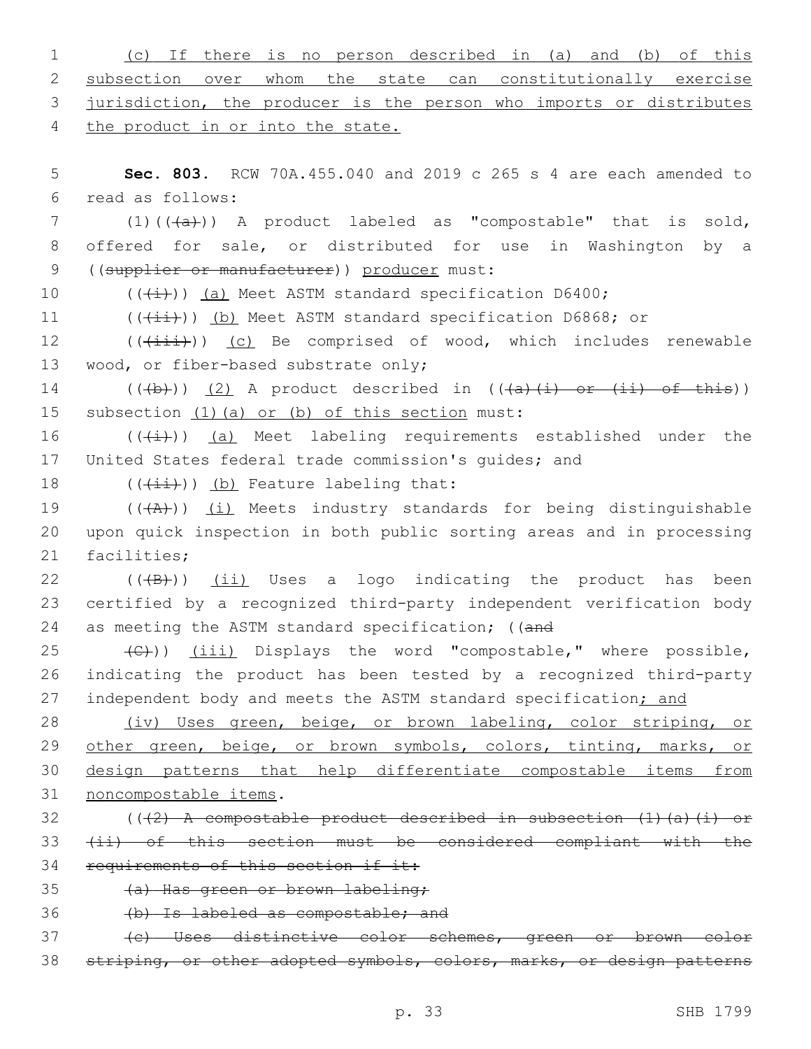(c) If there is no person described in (a) and (b) of this subsection over whom the state can constitutionally exercise jurisdiction, the producer is the person who imports or distributes the product in or into the state.

**Sec. 803.** RCW 70A.455.040 and 2019 c 265 s 4 are each amended to read as follows:

(1)(((a))) A product labeled as "compostable" that is sold, offered for sale, or distributed for use in Washington by a ((supplier or manufacturer)) producer must:

(((i))) (a) Meet ASTM standard specification D6400;

(((ii))) (b) Meet ASTM standard specification D6868; or

(((iii))) (c) Be comprised of wood, which includes renewable wood, or fiber-based substrate only;

(((b))) (2) A product described in (((a)(i) or (ii) of this)) subsection (1)(a) or (b) of this section must:

(((i))) (a) Meet labeling requirements established under the United States federal trade commission's guides; and

(((ii))) (b) Feature labeling that:

(((A))) (i) Meets industry standards for being distinguishable upon quick inspection in both public sorting areas and in processing facilities;

(((B))) (ii) Uses a logo indicating the product has been certified by a recognized third-party independent verification body as meeting the ASTM standard specification; ((and

(C))) (iii) Displays the word "compostable," where possible, indicating the product has been tested by a recognized third-party independent body and meets the ASTM standard specification; and

(iv) Uses green, beige, or brown labeling, color striping, or other green, beige, or brown symbols, colors, tinting, marks, or design patterns that help differentiate compostable items from noncompostable items.

(((2) A compostable product described in subsection (1)(a)(i) or (ii) of this section must be considered compliant with the requirements of this section if it:

(a) Has green or brown labeling;

(b) Is labeled as compostable; and

(c) Uses distinctive color schemes, green or brown color striping, or other adopted symbols, colors, marks, or design patterns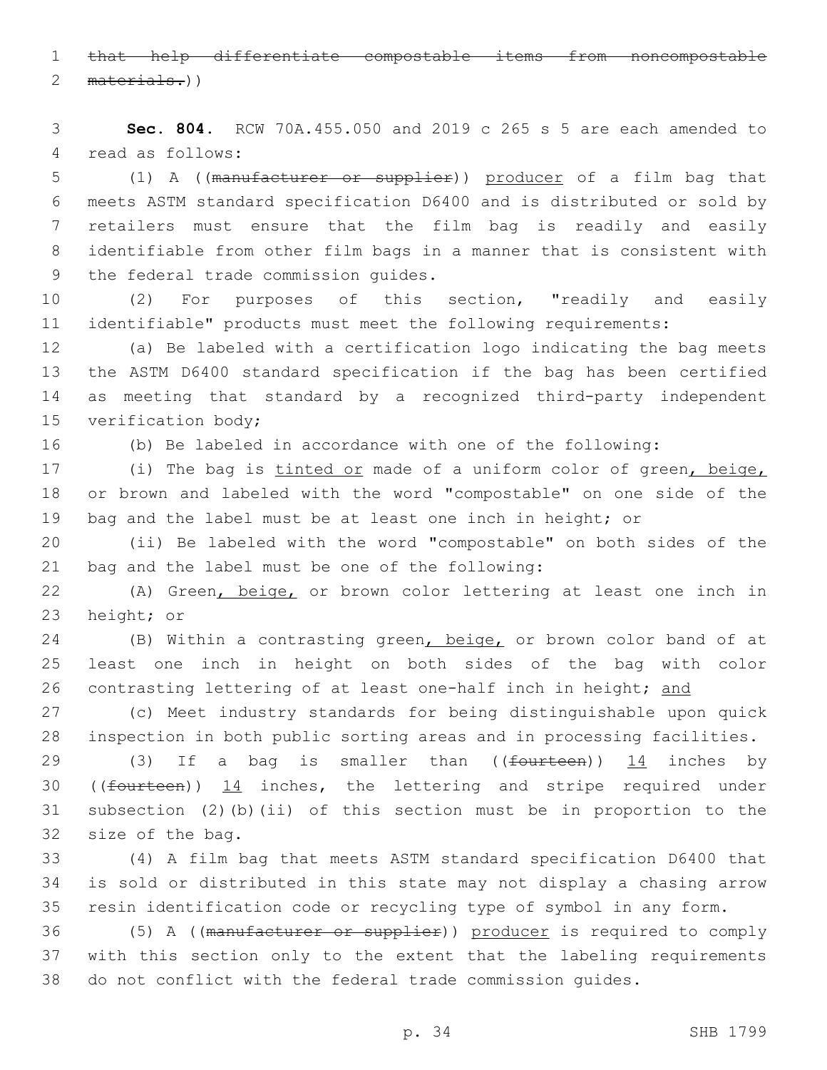~~that help differentiate compostable items from noncompostable materials.~~))

**Sec. 804.** RCW 70A.455.050 and 2019 c 265 s 5 are each amended to read as follows:

(1) A ((~~manufacturer or supplier~~)) producer of a film bag that meets ASTM standard specification D6400 and is distributed or sold by retailers must ensure that the film bag is readily and easily identifiable from other film bags in a manner that is consistent with the federal trade commission guides.

(2) For purposes of this section, "readily and easily identifiable" products must meet the following requirements:

(a) Be labeled with a certification logo indicating the bag meets the ASTM D6400 standard specification if the bag has been certified as meeting that standard by a recognized third-party independent verification body;

(b) Be labeled in accordance with one of the following:

(i) The bag is tinted or made of a uniform color of green, beige, or brown and labeled with the word "compostable" on one side of the bag and the label must be at least one inch in height; or

(ii) Be labeled with the word "compostable" on both sides of the bag and the label must be one of the following:

(A) Green, beige, or brown color lettering at least one inch in height; or

(B) Within a contrasting green, beige, or brown color band of at least one inch in height on both sides of the bag with color contrasting lettering of at least one-half inch in height; and

(c) Meet industry standards for being distinguishable upon quick inspection in both public sorting areas and in processing facilities.

(3) If a bag is smaller than ((~~fourteen~~)) 14 inches by ((~~fourteen~~)) 14 inches, the lettering and stripe required under subsection (2)(b)(ii) of this section must be in proportion to the size of the bag.

(4) A film bag that meets ASTM standard specification D6400 that is sold or distributed in this state may not display a chasing arrow resin identification code or recycling type of symbol in any form.

(5) A ((~~manufacturer or supplier~~)) producer is required to comply with this section only to the extent that the labeling requirements do not conflict with the federal trade commission guides.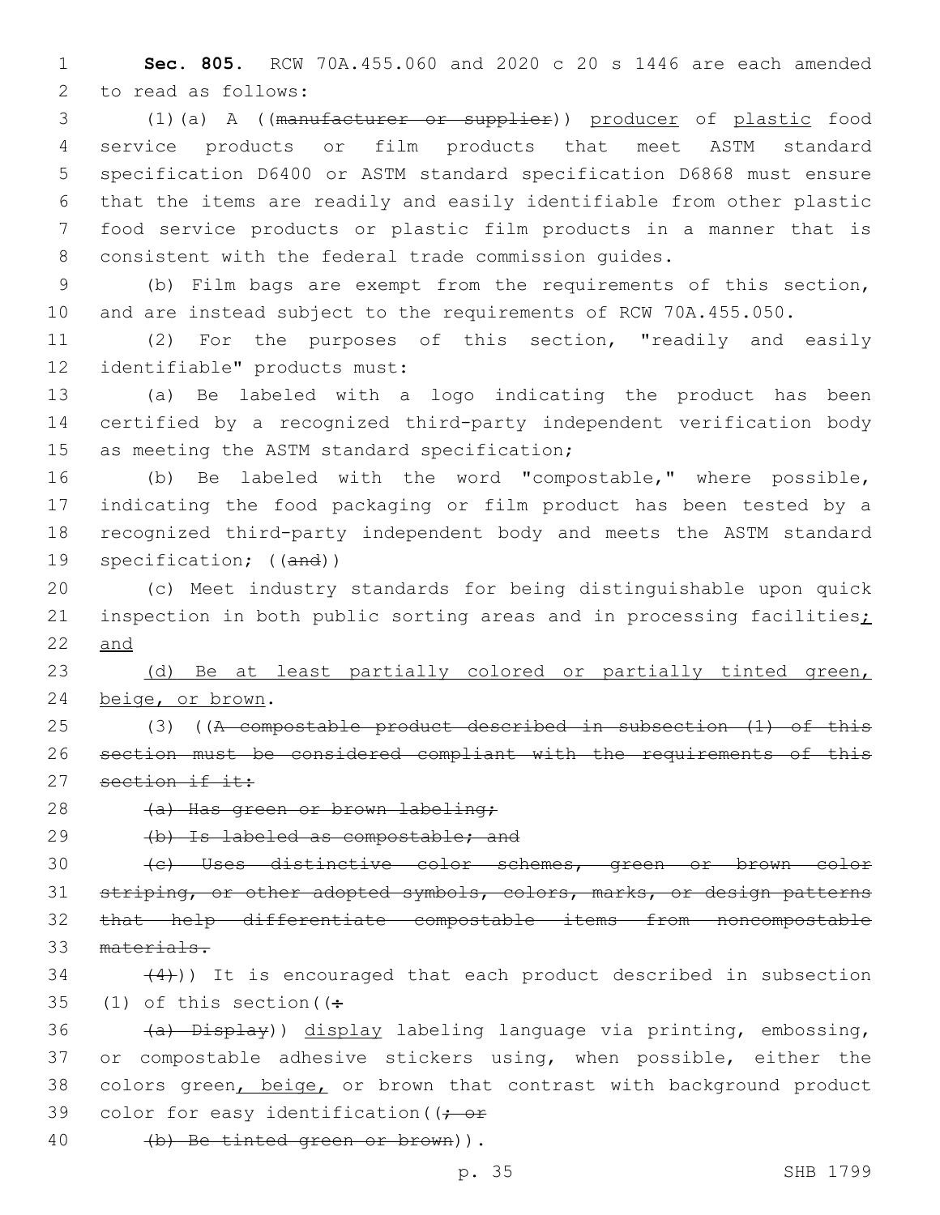**Sec. 805.** RCW 70A.455.060 and 2020 c 20 s 1446 are each amended to read as follows:

(1)(a) A ((~~manufacturer or supplier~~)) <u>producer</u> of <u>plastic</u> food service products or film products that meet ASTM standard specification D6400 or ASTM standard specification D6868 must ensure that the items are readily and easily identifiable from other plastic food service products or plastic film products in a manner that is consistent with the federal trade commission guides.

(b) Film bags are exempt from the requirements of this section, and are instead subject to the requirements of RCW 70A.455.050.

(2) For the purposes of this section, "readily and easily identifiable" products must:

(a) Be labeled with a logo indicating the product has been certified by a recognized third-party independent verification body as meeting the ASTM standard specification;

(b) Be labeled with the word "compostable," where possible, indicating the food packaging or film product has been tested by a recognized third-party independent body and meets the ASTM standard specification; ((~~and~~))

(c) Meet industry standards for being distinguishable upon quick inspection in both public sorting areas and in processing facilities<u>; and</u>

<u>(d) Be at least partially colored or partially tinted green, beige, or brown</u>.

(3) ((~~A compostable product described in subsection (1) of this section must be considered compliant with the requirements of this section if it:~~

~~(a) Has green or brown labeling;~~

~~(b) Is labeled as compostable; and~~

~~(c) Uses distinctive color schemes, green or brown color striping, or other adopted symbols, colors, marks, or design patterns that help differentiate compostable items from noncompostable materials.~~

~~(4)~~)) It is encouraged that each product described in subsection (1) of this section((~~:~~

~~(a) Display~~)) <u>display</u> labeling language via printing, embossing, or compostable adhesive stickers using, when possible, either the colors green<u>, beige,</u> or brown that contrast with background product color for easy identification((~~; or~~

~~(b) Be tinted green or brown~~)).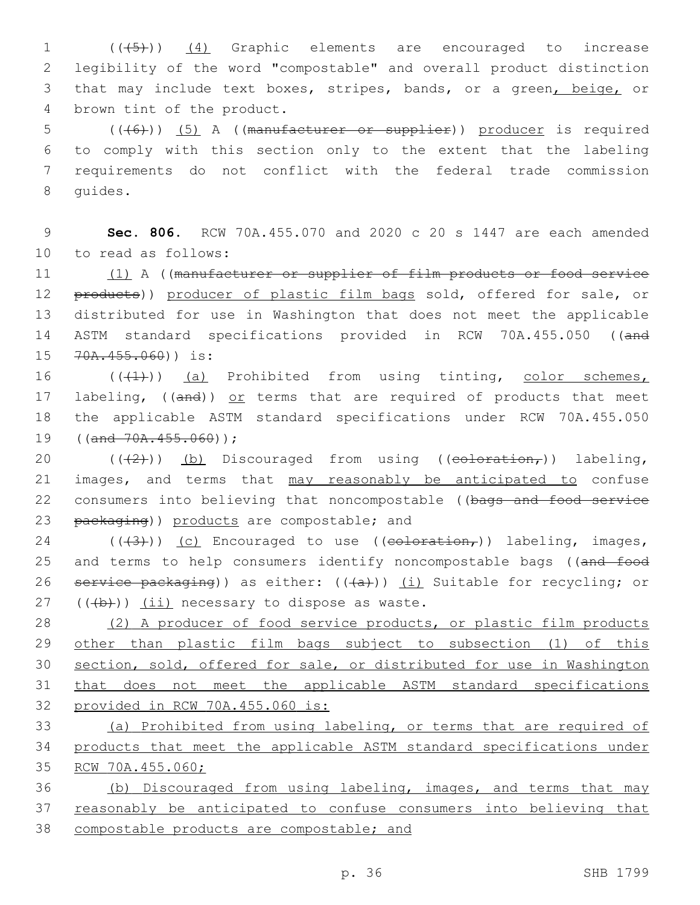(((5))) (4) Graphic elements are encouraged to increase legibility of the word "compostable" and overall product distinction that may include text boxes, stripes, bands, or a green, beige, or brown tint of the product.

(((6))) (5) A ((~~manufacturer or supplier~~)) producer is required to comply with this section only to the extent that the labeling requirements do not conflict with the federal trade commission guides.

**Sec. 806.** RCW 70A.455.070 and 2020 c 20 s 1447 are each amended to read as follows:

(1) A ((~~manufacturer or supplier of film products or food service products~~)) producer of plastic film bags sold, offered for sale, or distributed for use in Washington that does not meet the applicable ASTM standard specifications provided in RCW 70A.455.050 ((~~and 70A.455.060~~)) is:

(((~~1~~))) (a) Prohibited from using tinting, color schemes, labeling, ((~~and~~)) or terms that are required of products that meet the applicable ASTM standard specifications under RCW 70A.455.050 ((~~and 70A.455.060~~));

(((~~2~~))) (b) Discouraged from using ((~~coloration,~~)) labeling, images, and terms that may reasonably be anticipated to confuse consumers into believing that noncompostable ((~~bags and food service packaging~~)) products are compostable; and

(((~~3~~))) (c) Encouraged to use ((~~coloration,~~)) labeling, images, and terms to help consumers identify noncompostable bags ((~~and food service packaging~~)) as either: (((~~a~~))) (i) Suitable for recycling; or (((~~b~~))) (ii) necessary to dispose as waste.

(2) A producer of food service products, or plastic film products other than plastic film bags subject to subsection (1) of this section, sold, offered for sale, or distributed for use in Washington that does not meet the applicable ASTM standard specifications provided in RCW 70A.455.060 is:

(a) Prohibited from using labeling, or terms that are required of products that meet the applicable ASTM standard specifications under RCW 70A.455.060;

(b) Discouraged from using labeling, images, and terms that may reasonably be anticipated to confuse consumers into believing that compostable products are compostable; and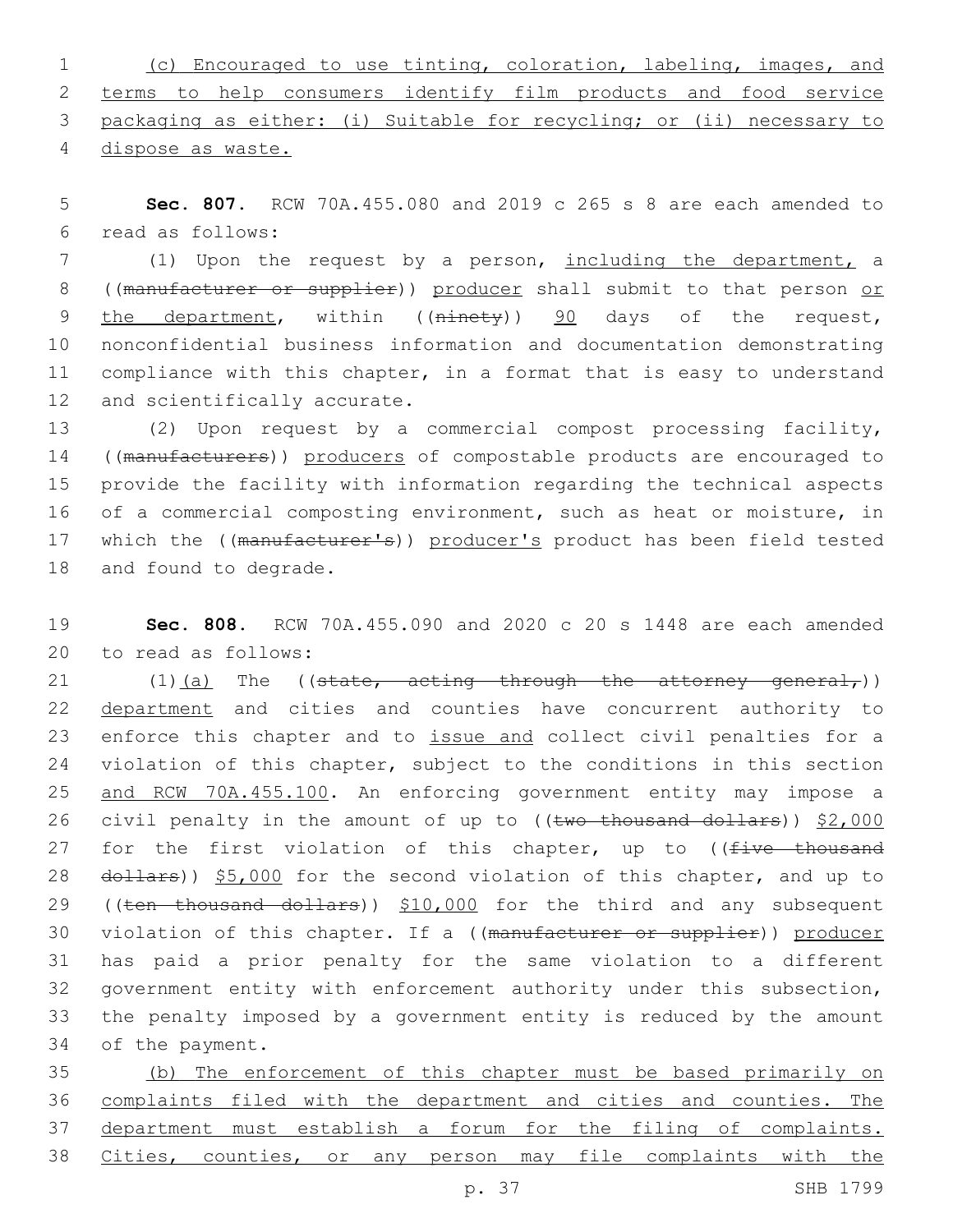(c) Encouraged to use tinting, coloration, labeling, images, and terms to help consumers identify film products and food service packaging as either: (i) Suitable for recycling; or (ii) necessary to dispose as waste.

**Sec. 807.** RCW 70A.455.080 and 2019 c 265 s 8 are each amended to read as follows:

(1) Upon the request by a person, including the department, a ((manufacturer or supplier)) producer shall submit to that person or the department, within ((ninety)) 90 days of the request, nonconfidential business information and documentation demonstrating compliance with this chapter, in a format that is easy to understand and scientifically accurate.

(2) Upon request by a commercial compost processing facility, ((manufacturers)) producers of compostable products are encouraged to provide the facility with information regarding the technical aspects of a commercial composting environment, such as heat or moisture, in which the ((manufacturer's)) producer's product has been field tested and found to degrade.

**Sec. 808.** RCW 70A.455.090 and 2020 c 20 s 1448 are each amended to read as follows:

(1)(a) The ((state, acting through the attorney general,)) department and cities and counties have concurrent authority to enforce this chapter and to issue and collect civil penalties for a violation of this chapter, subject to the conditions in this section and RCW 70A.455.100. An enforcing government entity may impose a civil penalty in the amount of up to ((two thousand dollars)) $2,000 for the first violation of this chapter, up to ((five thousand dollars)) $5,000 for the second violation of this chapter, and up to ((ten thousand dollars)) $10,000 for the third and any subsequent violation of this chapter. If a ((manufacturer or supplier)) producer has paid a prior penalty for the same violation to a different government entity with enforcement authority under this subsection, the penalty imposed by a government entity is reduced by the amount of the payment.

(b) The enforcement of this chapter must be based primarily on complaints filed with the department and cities and counties. The department must establish a forum for the filing of complaints. Cities, counties, or any person may file complaints with the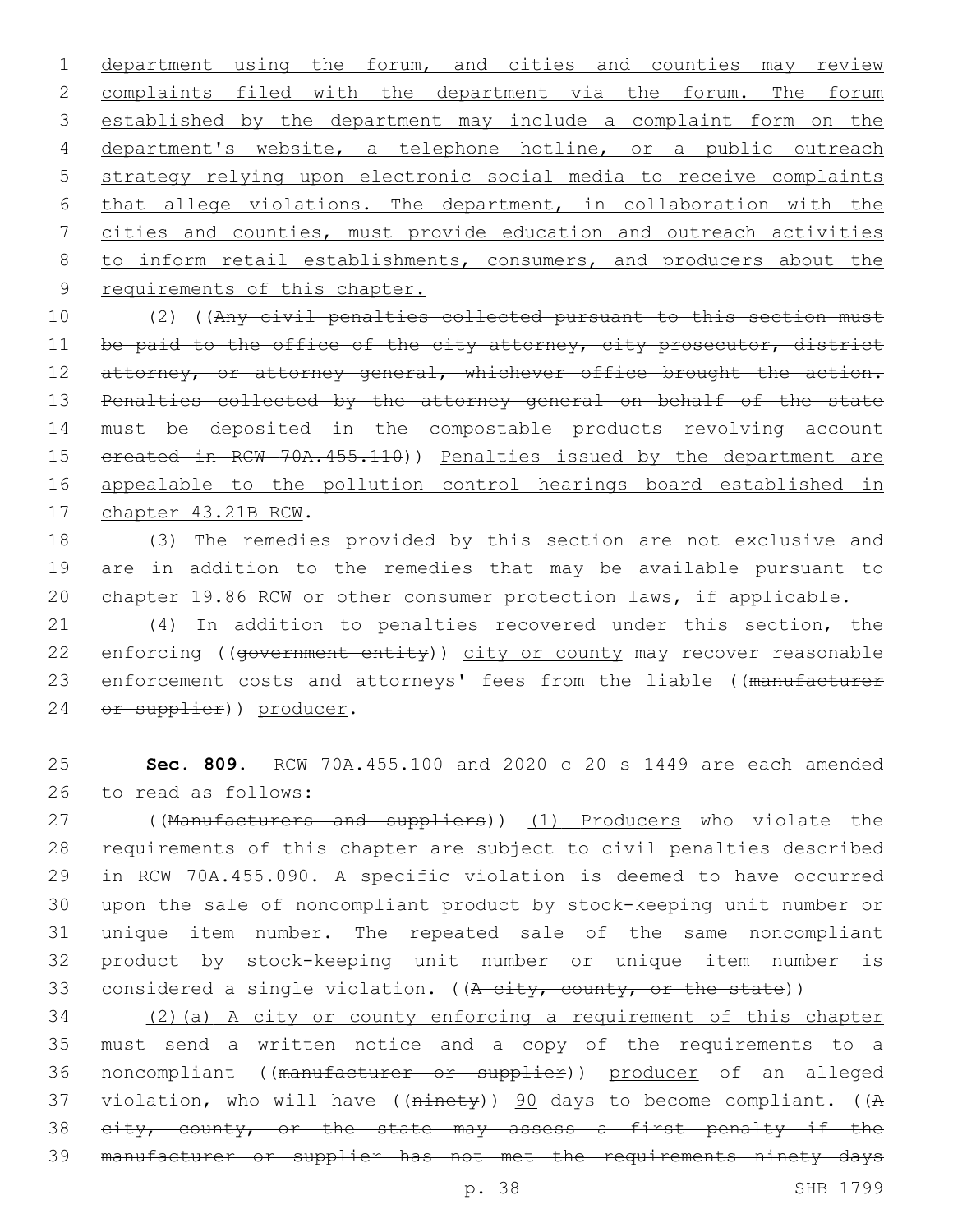department using the forum, and cities and counties may review complaints filed with the department via the forum. The forum established by the department may include a complaint form on the department's website, a telephone hotline, or a public outreach strategy relying upon electronic social media to receive complaints that allege violations. The department, in collaboration with the cities and counties, must provide education and outreach activities to inform retail establishments, consumers, and producers about the requirements of this chapter.

(2) ((Any civil penalties collected pursuant to this section must be paid to the office of the city attorney, city prosecutor, district attorney, or attorney general, whichever office brought the action. Penalties collected by the attorney general on behalf of the state must be deposited in the compostable products revolving account created in RCW 70A.455.110)) Penalties issued by the department are appealable to the pollution control hearings board established in chapter 43.21B RCW.

(3) The remedies provided by this section are not exclusive and are in addition to the remedies that may be available pursuant to chapter 19.86 RCW or other consumer protection laws, if applicable.

(4) In addition to penalties recovered under this section, the enforcing ((government entity)) city or county may recover reasonable enforcement costs and attorneys' fees from the liable ((manufacturer or supplier)) producer.

**Sec. 809.** RCW 70A.455.100 and 2020 c 20 s 1449 are each amended to read as follows:

((Manufacturers and suppliers)) (1) Producers who violate the requirements of this chapter are subject to civil penalties described in RCW 70A.455.090. A specific violation is deemed to have occurred upon the sale of noncompliant product by stock-keeping unit number or unique item number. The repeated sale of the same noncompliant product by stock-keeping unit number or unique item number is considered a single violation. ((A city, county, or the state))

(2)(a) A city or county enforcing a requirement of this chapter must send a written notice and a copy of the requirements to a noncompliant ((manufacturer or supplier)) producer of an alleged violation, who will have ((ninety)) 90 days to become compliant. ((A city, county, or the state may assess a first penalty if the manufacturer or supplier has not met the requirements ninety days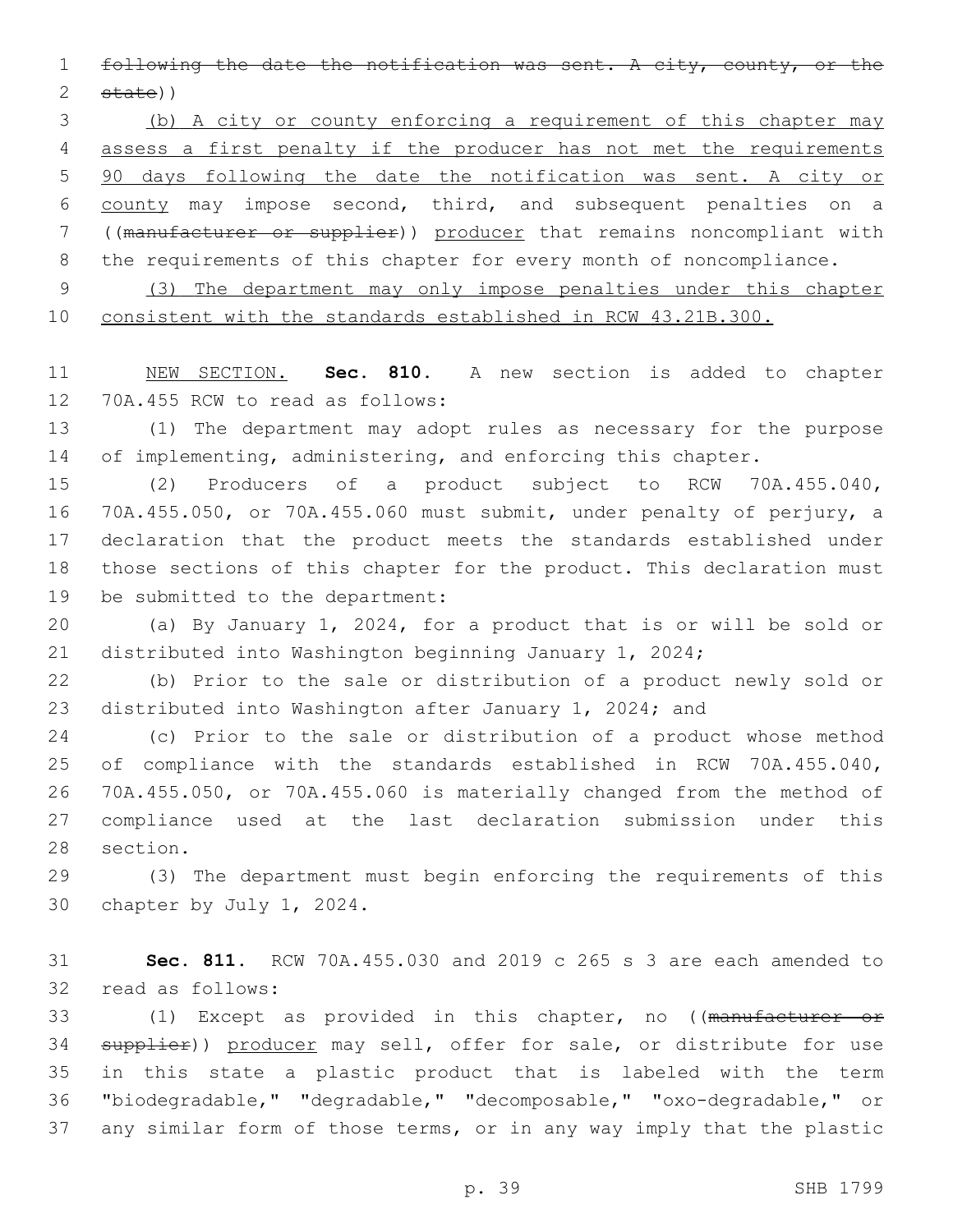~~following the date the notification was sent. A city, county, or the state~~))

(b) A city or county enforcing a requirement of this chapter may assess a first penalty if the producer has not met the requirements 90 days following the date the notification was sent. A city or county may impose second, third, and subsequent penalties on a ((~~manufacturer or supplier~~)) producer that remains noncompliant with the requirements of this chapter for every month of noncompliance.

(3) The department may only impose penalties under this chapter consistent with the standards established in RCW 43.21B.300.

NEW SECTION. **Sec. 810.** A new section is added to chapter 70A.455 RCW to read as follows:

(1) The department may adopt rules as necessary for the purpose of implementing, administering, and enforcing this chapter.

(2) Producers of a product subject to RCW 70A.455.040, 70A.455.050, or 70A.455.060 must submit, under penalty of perjury, a declaration that the product meets the standards established under those sections of this chapter for the product. This declaration must be submitted to the department:

(a) By January 1, 2024, for a product that is or will be sold or distributed into Washington beginning January 1, 2024;

(b) Prior to the sale or distribution of a product newly sold or distributed into Washington after January 1, 2024; and

(c) Prior to the sale or distribution of a product whose method of compliance with the standards established in RCW 70A.455.040, 70A.455.050, or 70A.455.060 is materially changed from the method of compliance used at the last declaration submission under this section.

(3) The department must begin enforcing the requirements of this chapter by July 1, 2024.

**Sec. 811.** RCW 70A.455.030 and 2019 c 265 s 3 are each amended to read as follows:

(1) Except as provided in this chapter, no ((~~manufacturer or supplier~~)) producer may sell, offer for sale, or distribute for use in this state a plastic product that is labeled with the term "biodegradable," "degradable," "decomposable," "oxo-degradable," or any similar form of those terms, or in any way imply that the plastic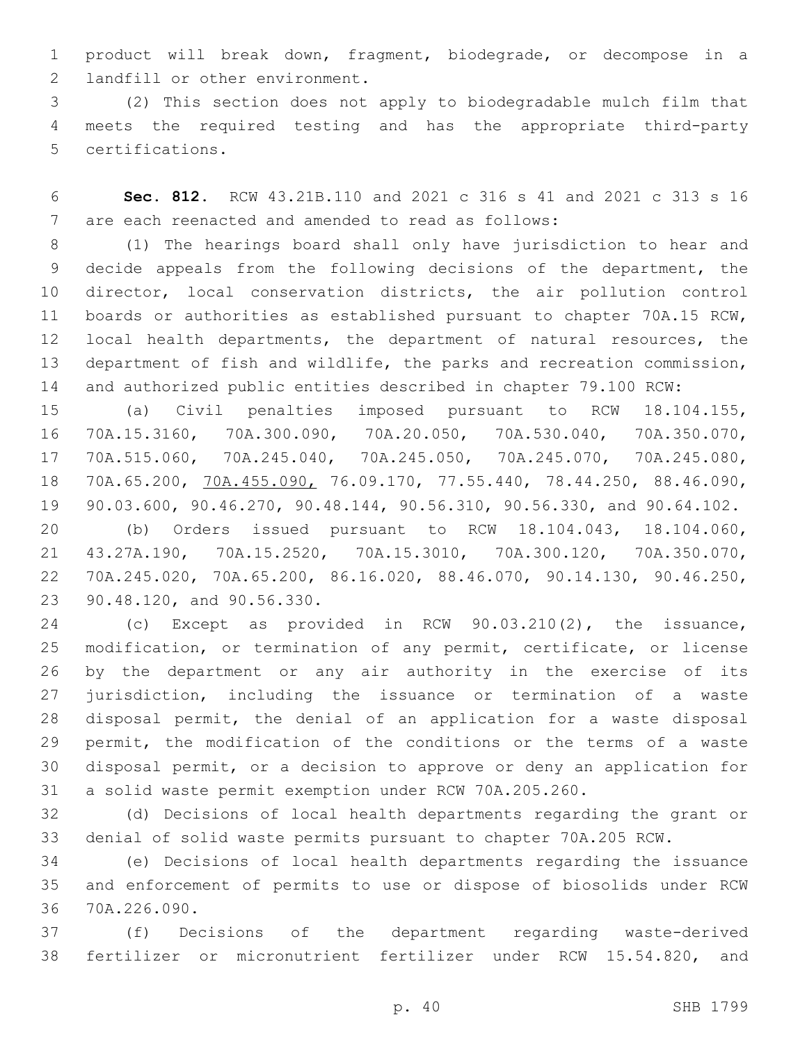product will break down, fragment, biodegrade, or decompose in a landfill or other environment.

(2) This section does not apply to biodegradable mulch film that meets the required testing and has the appropriate third-party certifications.

**Sec. 812.** RCW 43.21B.110 and 2021 c 316 s 41 and 2021 c 313 s 16 are each reenacted and amended to read as follows:

(1) The hearings board shall only have jurisdiction to hear and decide appeals from the following decisions of the department, the director, local conservation districts, the air pollution control boards or authorities as established pursuant to chapter 70A.15 RCW, local health departments, the department of natural resources, the department of fish and wildlife, the parks and recreation commission, and authorized public entities described in chapter 79.100 RCW:

(a) Civil penalties imposed pursuant to RCW 18.104.155, 70A.15.3160, 70A.300.090, 70A.20.050, 70A.530.040, 70A.350.070, 70A.515.060, 70A.245.040, 70A.245.050, 70A.245.070, 70A.245.080, 70A.65.200, <u>70A.455.090,</u> 76.09.170, 77.55.440, 78.44.250, 88.46.090, 90.03.600, 90.46.270, 90.48.144, 90.56.310, 90.56.330, and 90.64.102.

(b) Orders issued pursuant to RCW 18.104.043, 18.104.060, 43.27A.190, 70A.15.2520, 70A.15.3010, 70A.300.120, 70A.350.070, 70A.245.020, 70A.65.200, 86.16.020, 88.46.070, 90.14.130, 90.46.250, 90.48.120, and 90.56.330.

(c) Except as provided in RCW 90.03.210(2), the issuance, modification, or termination of any permit, certificate, or license by the department or any air authority in the exercise of its jurisdiction, including the issuance or termination of a waste disposal permit, the denial of an application for a waste disposal permit, the modification of the conditions or the terms of a waste disposal permit, or a decision to approve or deny an application for a solid waste permit exemption under RCW 70A.205.260.

(d) Decisions of local health departments regarding the grant or denial of solid waste permits pursuant to chapter 70A.205 RCW.

(e) Decisions of local health departments regarding the issuance and enforcement of permits to use or dispose of biosolids under RCW 70A.226.090.

(f) Decisions of the department regarding waste-derived fertilizer or micronutrient fertilizer under RCW 15.54.820, and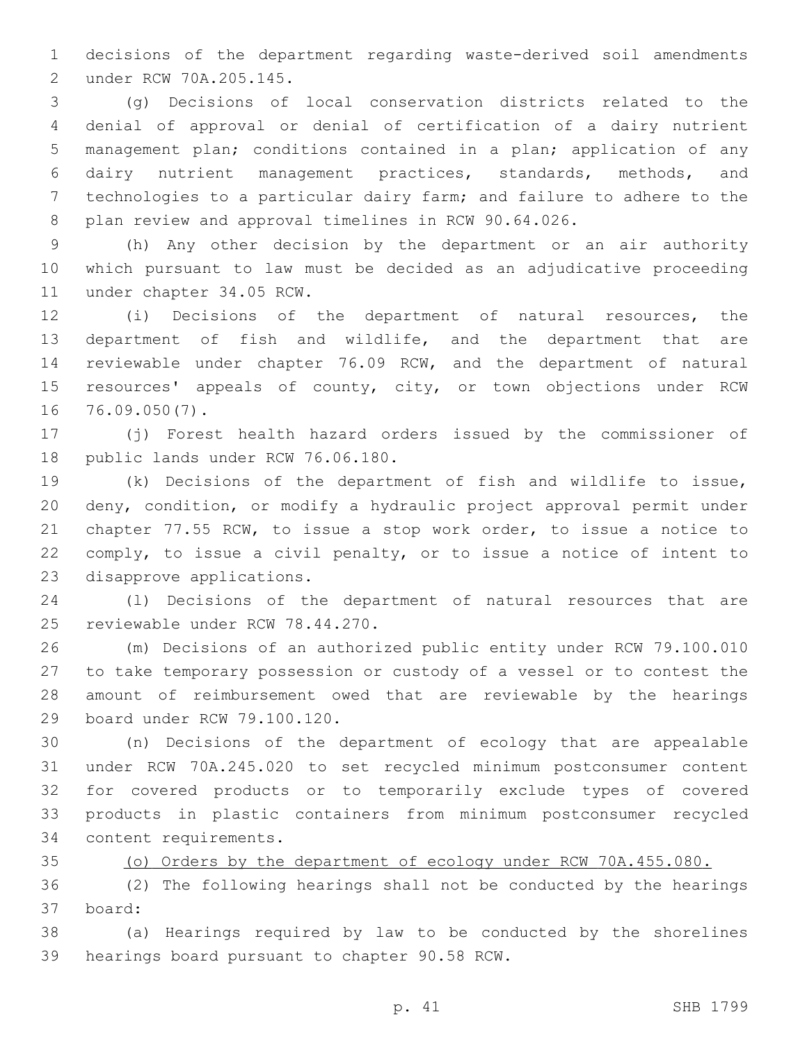decisions of the department regarding waste-derived soil amendments under RCW 70A.205.145.

(g) Decisions of local conservation districts related to the denial of approval or denial of certification of a dairy nutrient management plan; conditions contained in a plan; application of any dairy nutrient management practices, standards, methods, and technologies to a particular dairy farm; and failure to adhere to the plan review and approval timelines in RCW 90.64.026.

(h) Any other decision by the department or an air authority which pursuant to law must be decided as an adjudicative proceeding under chapter 34.05 RCW.

(i) Decisions of the department of natural resources, the department of fish and wildlife, and the department that are reviewable under chapter 76.09 RCW, and the department of natural resources' appeals of county, city, or town objections under RCW 76.09.050(7).

(j) Forest health hazard orders issued by the commissioner of public lands under RCW 76.06.180.

(k) Decisions of the department of fish and wildlife to issue, deny, condition, or modify a hydraulic project approval permit under chapter 77.55 RCW, to issue a stop work order, to issue a notice to comply, to issue a civil penalty, or to issue a notice of intent to disapprove applications.

(l) Decisions of the department of natural resources that are reviewable under RCW 78.44.270.

(m) Decisions of an authorized public entity under RCW 79.100.010 to take temporary possession or custody of a vessel or to contest the amount of reimbursement owed that are reviewable by the hearings board under RCW 79.100.120.

(n) Decisions of the department of ecology that are appealable under RCW 70A.245.020 to set recycled minimum postconsumer content for covered products or to temporarily exclude types of covered products in plastic containers from minimum postconsumer recycled content requirements.

<u>(o) Orders by the department of ecology under RCW 70A.455.080.</u>

(2) The following hearings shall not be conducted by the hearings board:

(a) Hearings required by law to be conducted by the shorelines hearings board pursuant to chapter 90.58 RCW.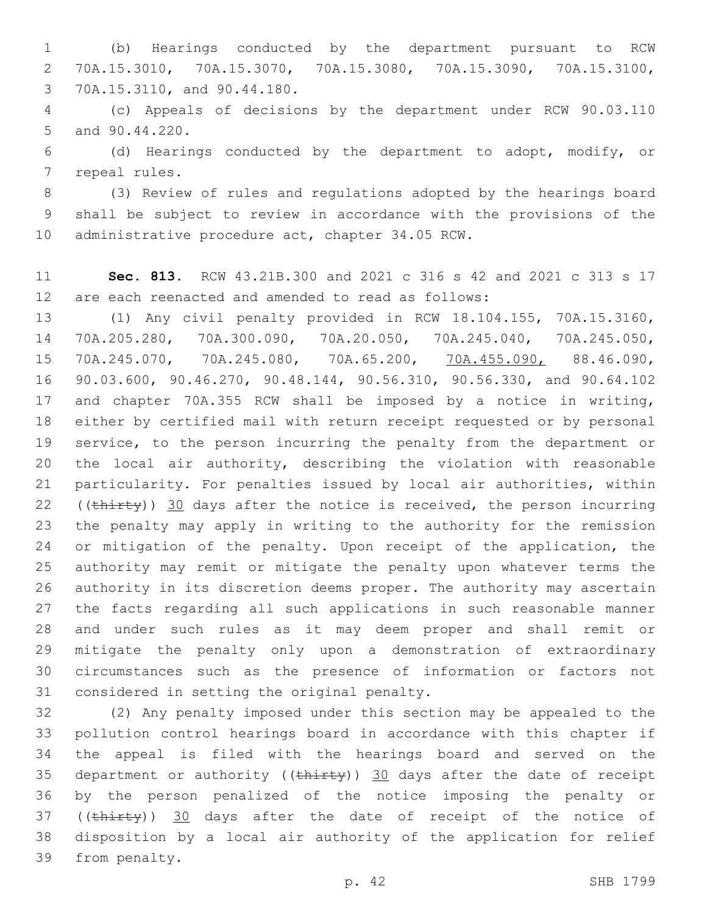(b) Hearings conducted by the department pursuant to RCW 70A.15.3010, 70A.15.3070, 70A.15.3080, 70A.15.3090, 70A.15.3100, 70A.15.3110, and 90.44.180.

(c) Appeals of decisions by the department under RCW 90.03.110 and 90.44.220.

(d) Hearings conducted by the department to adopt, modify, or repeal rules.

(3) Review of rules and regulations adopted by the hearings board shall be subject to review in accordance with the provisions of the administrative procedure act, chapter 34.05 RCW.

**Sec. 813.** RCW 43.21B.300 and 2021 c 316 s 42 and 2021 c 313 s 17 are each reenacted and amended to read as follows:

(1) Any civil penalty provided in RCW 18.104.155, 70A.15.3160, 70A.205.280, 70A.300.090, 70A.20.050, 70A.245.040, 70A.245.050, 70A.245.070, 70A.245.080, 70A.65.200, 70A.455.090, 88.46.090, 90.03.600, 90.46.270, 90.48.144, 90.56.310, 90.56.330, and 90.64.102 and chapter 70A.355 RCW shall be imposed by a notice in writing, either by certified mail with return receipt requested or by personal service, to the person incurring the penalty from the department or the local air authority, describing the violation with reasonable particularity. For penalties issued by local air authorities, within ((~~thirty~~)) 30 days after the notice is received, the person incurring the penalty may apply in writing to the authority for the remission or mitigation of the penalty. Upon receipt of the application, the authority may remit or mitigate the penalty upon whatever terms the authority in its discretion deems proper. The authority may ascertain the facts regarding all such applications in such reasonable manner and under such rules as it may deem proper and shall remit or mitigate the penalty only upon a demonstration of extraordinary circumstances such as the presence of information or factors not considered in setting the original penalty.

(2) Any penalty imposed under this section may be appealed to the pollution control hearings board in accordance with this chapter if the appeal is filed with the hearings board and served on the department or authority ((~~thirty~~)) 30 days after the date of receipt by the person penalized of the notice imposing the penalty or ((~~thirty~~)) 30 days after the date of receipt of the notice of disposition by a local air authority of the application for relief from penalty.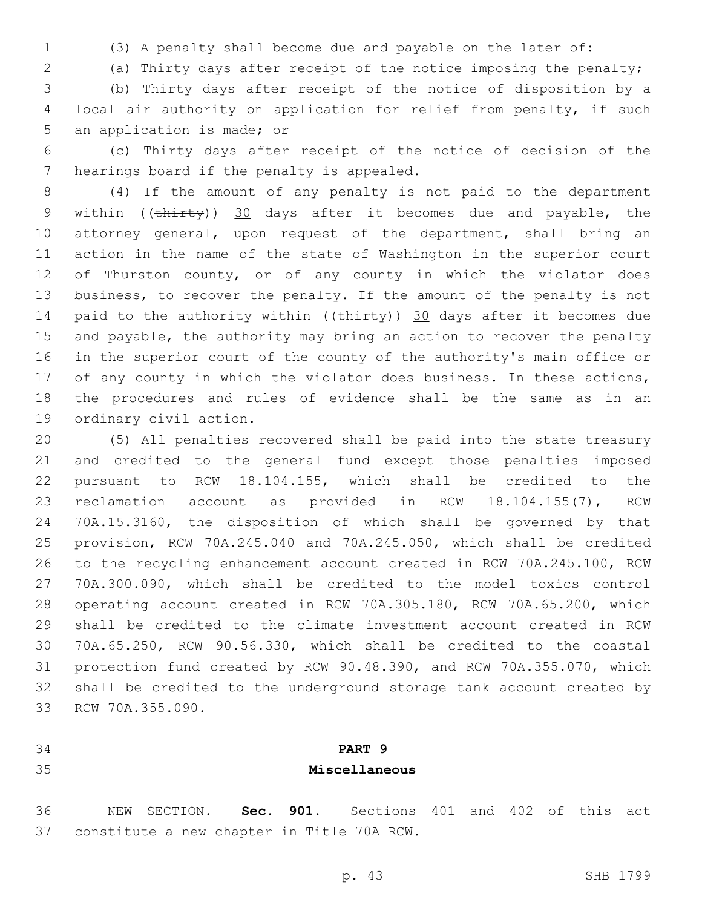(3) A penalty shall become due and payable on the later of:

(a) Thirty days after receipt of the notice imposing the penalty;

(b) Thirty days after receipt of the notice of disposition by a local air authority on application for relief from penalty, if such an application is made; or

(c) Thirty days after receipt of the notice of decision of the hearings board if the penalty is appealed.

(4) If the amount of any penalty is not paid to the department within ((~~thirty~~)) 30 days after it becomes due and payable, the attorney general, upon request of the department, shall bring an action in the name of the state of Washington in the superior court of Thurston county, or of any county in which the violator does business, to recover the penalty. If the amount of the penalty is not paid to the authority within ((~~thirty~~)) 30 days after it becomes due and payable, the authority may bring an action to recover the penalty in the superior court of the county of the authority's main office or of any county in which the violator does business. In these actions, the procedures and rules of evidence shall be the same as in an ordinary civil action.

(5) All penalties recovered shall be paid into the state treasury and credited to the general fund except those penalties imposed pursuant to RCW 18.104.155, which shall be credited to the reclamation account as provided in RCW 18.104.155(7), RCW 70A.15.3160, the disposition of which shall be governed by that provision, RCW 70A.245.040 and 70A.245.050, which shall be credited to the recycling enhancement account created in RCW 70A.245.100, RCW 70A.300.090, which shall be credited to the model toxics control operating account created in RCW 70A.305.180, RCW 70A.65.200, which shall be credited to the climate investment account created in RCW 70A.65.250, RCW 90.56.330, which shall be credited to the coastal protection fund created by RCW 90.48.390, and RCW 70A.355.070, which shall be credited to the underground storage tank account created by RCW 70A.355.090.

## PART 9
## Miscellaneous

NEW SECTION. **Sec. 901.** Sections 401 and 402 of this act constitute a new chapter in Title 70A RCW.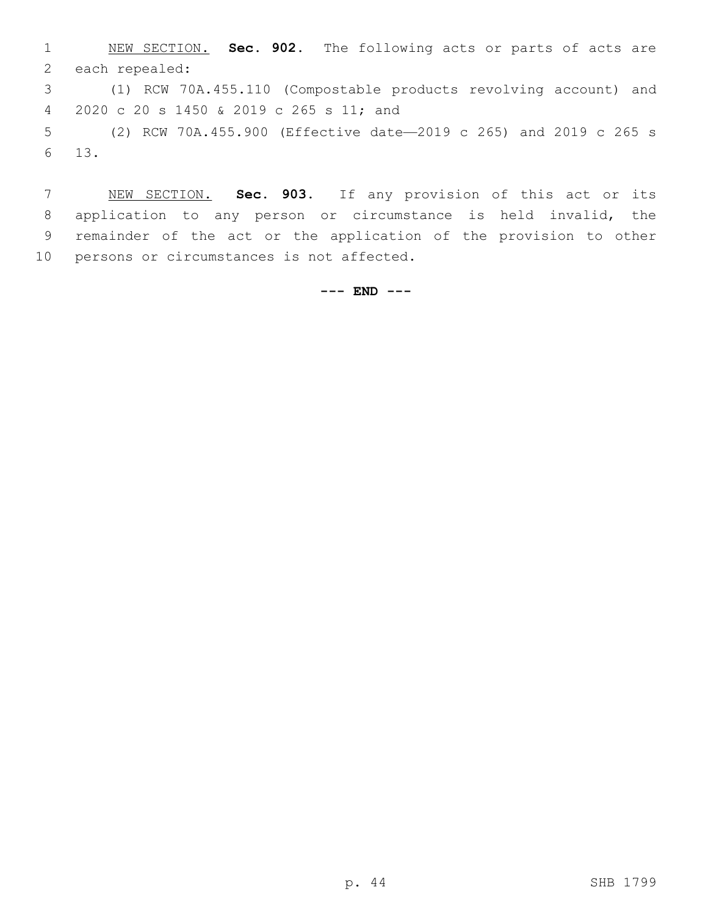NEW SECTION. **Sec. 902.** The following acts or parts of acts are each repealed:

(1) RCW 70A.455.110 (Compostable products revolving account) and 2020 c 20 s 1450 & 2019 c 265 s 11; and

(2) RCW 70A.455.900 (Effective date—2019 c 265) and 2019 c 265 s 13.

NEW SECTION. **Sec. 903.** If any provision of this act or its application to any person or circumstance is held invalid, the remainder of the act or the application of the provision to other persons or circumstances is not affected.

**--- END ---**